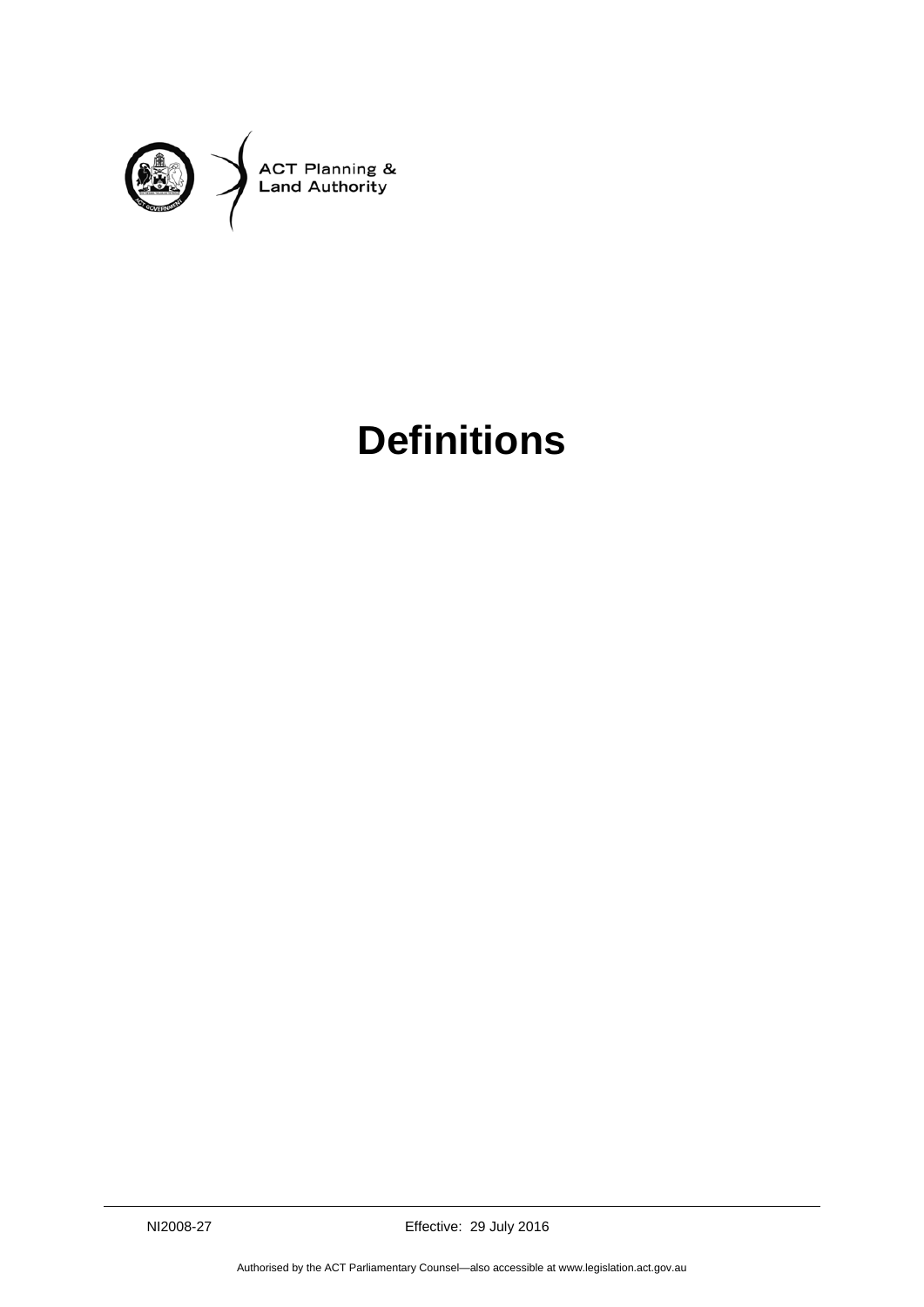ACT Planning &
Land Authority

# Definitions

NI2008-27

Effective: 29 July 2016

Authorised by the ACT Parliamentary Counsel—also accessible at www.legislation.act.gov.au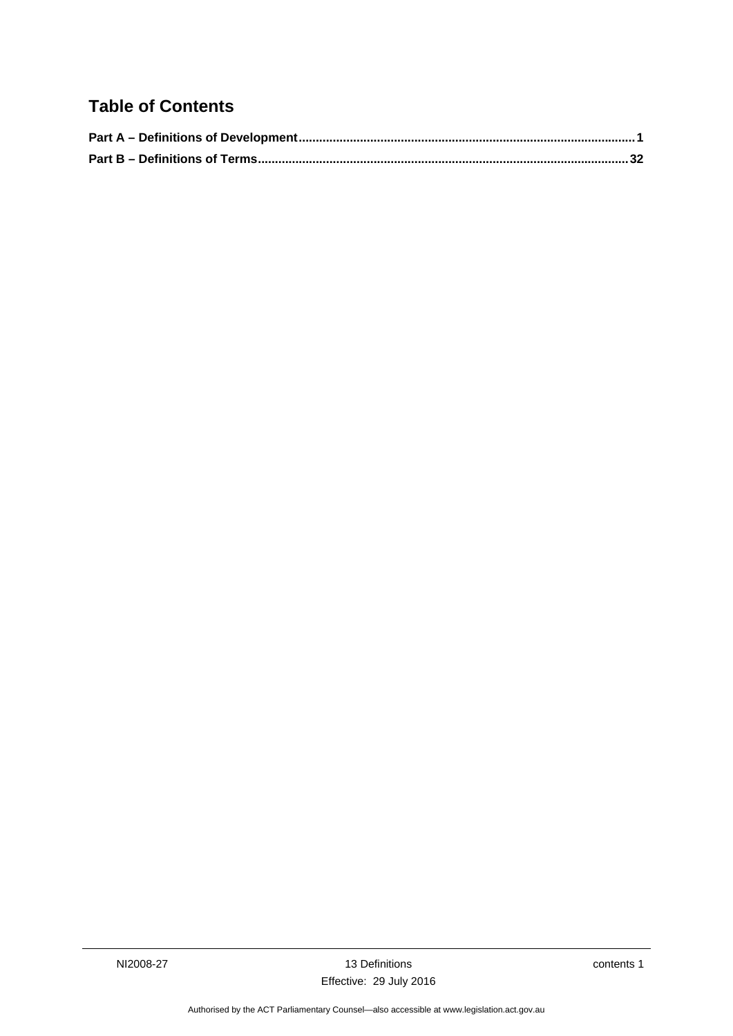## Table of Contents

**Part A – Definitions of Development ........................................................................ 1**

**Part B – Definitions of Terms ................................................................................. 32**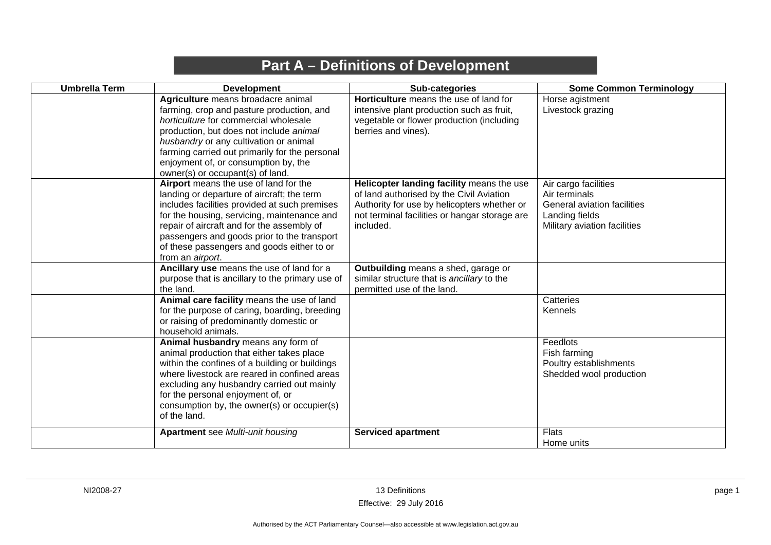# Part A – Definitions of Development

| Umbrella Term | Development | Sub-categories | Some Common Terminology |
|---|---|---|---|
| | **Agriculture** means broadacre animal farming, crop and pasture production, and *horticulture* for commercial wholesale production, but does not include *animal husbandry* or any cultivation or animal farming carried out primarily for the personal enjoyment of, or consumption by, the owner(s) or occupant(s) of land. | **Horticulture** means the use of land for intensive plant production such as fruit, vegetable or flower production (including berries and vines). | Horse agistment<br>Livestock grazing |
| | **Airport** means the use of land for the landing or departure of aircraft; the term includes facilities provided at such premises for the housing, servicing, maintenance and repair of aircraft and for the assembly of passengers and goods prior to the transport of these passengers and goods either to or from an *airport*. | **Helicopter landing facility** means the use of land authorised by the Civil Aviation Authority for use by helicopters whether or not terminal facilities or hangar storage are included. | Air cargo facilities<br>Air terminals<br>General aviation facilities<br>Landing fields<br>Military aviation facilities |
| | **Ancillary use** means the use of land for a purpose that is ancillary to the primary use of the land. | **Outbuilding** means a shed, garage or similar structure that is *ancillary* to the permitted use of the land. | |
| | **Animal care facility** means the use of land for the purpose of caring, boarding, breeding or raising of predominantly domestic or household animals. | | Catteries<br>Kennels |
| | **Animal husbandry** means any form of animal production that either takes place within the confines of a building or buildings where livestock are reared in confined areas excluding any husbandry carried out mainly for the personal enjoyment of, or consumption by, the owner(s) or occupier(s) of the land. | | Feedlots<br>Fish farming<br>Poultry establishments<br>Shedded wool production |
| | **Apartment** see *Multi-unit housing* | **Serviced apartment** | Flats<br>Home units |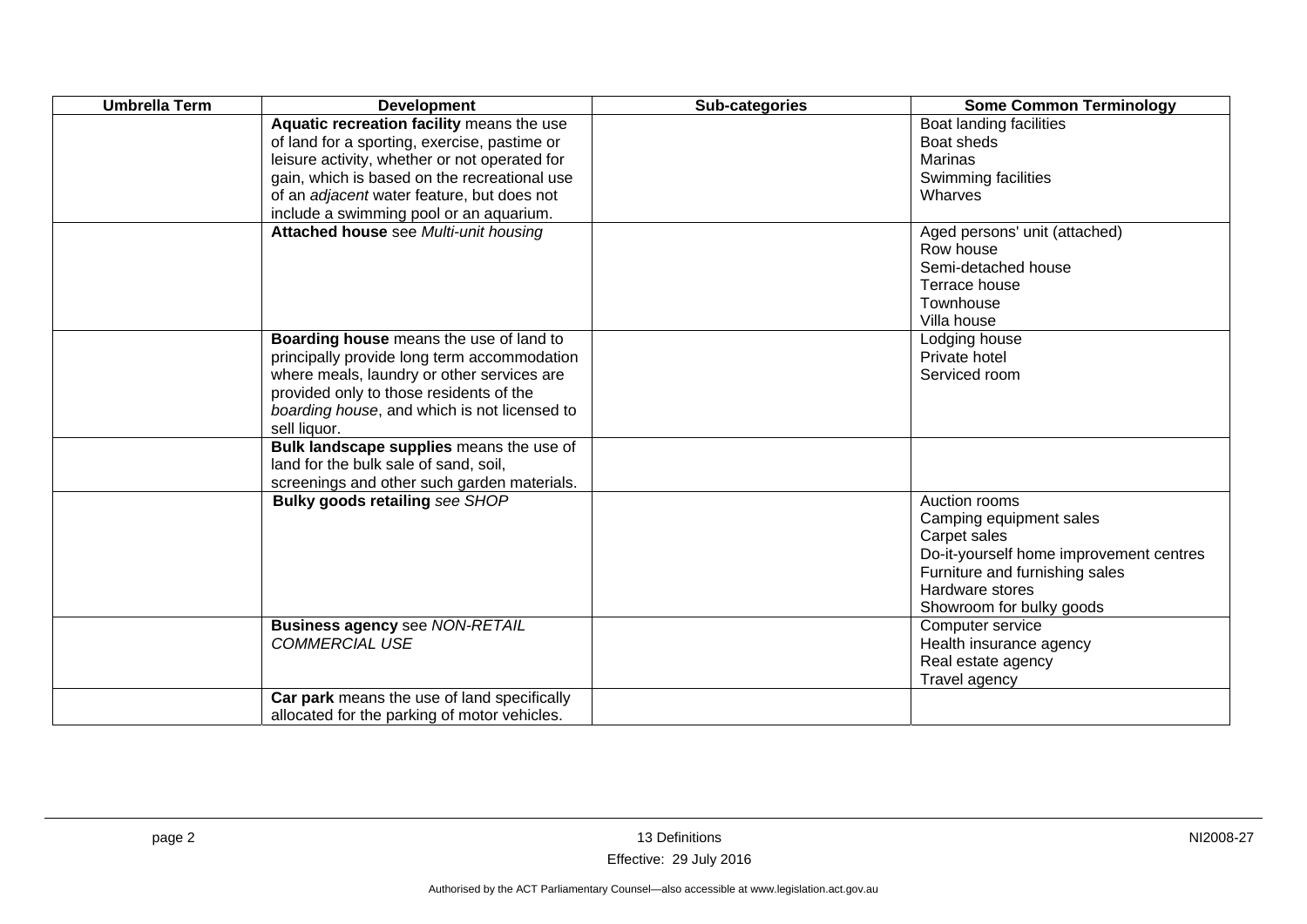| Umbrella Term | Development | Sub-categories | Some Common Terminology |
| --- | --- | --- | --- |
| | **Aquatic recreation facility** means the use of land for a sporting, exercise, pastime or leisure activity, whether or not operated for gain, which is based on the recreational use of an *adjacent* water feature, but does not include a swimming pool or an aquarium. | | Boat landing facilities<br>Boat sheds<br>Marinas<br>Swimming facilities<br>Wharves |
| | **Attached house** see *Multi-unit housing* | | Aged persons' unit (attached)<br>Row house<br>Semi-detached house<br>Terrace house<br>Townhouse<br>Villa house |
| | **Boarding house** means the use of land to principally provide long term accommodation where meals, laundry or other services are provided only to those residents of the *boarding house*, and which is not licensed to sell liquor. | | Lodging house<br>Private hotel<br>Serviced room |
| | **Bulk landscape supplies** means the use of land for the bulk sale of sand, soil, screenings and other such garden materials. | | |
| | **Bulky goods retailing** *see SHOP* | | Auction rooms<br>Camping equipment sales<br>Carpet sales<br>Do-it-yourself home improvement centres<br>Furniture and furnishing sales<br>Hardware stores<br>Showroom for bulky goods |
| | **Business agency** see *NON-RETAIL COMMERCIAL USE* | | Computer service<br>Health insurance agency<br>Real estate agency<br>Travel agency |
| | **Car park** means the use of land specifically allocated for the parking of motor vehicles. | | |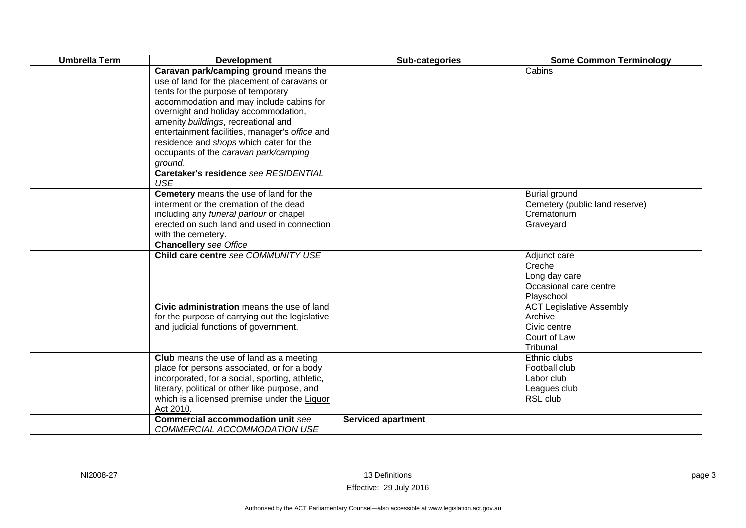| Umbrella Term | Development | Sub-categories | Some Common Terminology |
|---|---|---|---|
| | **Caravan park/camping ground** means the use of land for the placement of caravans or tents for the purpose of temporary accommodation and may include cabins for overnight and holiday accommodation, amenity *buildings*, recreational and entertainment facilities, manager's *office* and residence and *shops* which cater for the occupants of the *caravan park/camping ground*. | | Cabins |
| | **Caretaker's residence** *see RESIDENTIAL USE* | | |
| | **Cemetery** means the use of land for the interment or the cremation of the dead including any *funeral parlour* or chapel erected on such land and used in connection with the cemetery. | | Burial ground<br>Cemetery (public land reserve)<br>Crematorium<br>Graveyard |
| | **Chancellery** *see Office* | | |
| | **Child care centre** *see COMMUNITY USE* | | Adjunct care<br>Creche<br>Long day care<br>Occasional care centre<br>Playschool |
| | **Civic administration** means the use of land for the purpose of carrying out the legislative and judicial functions of government. | | ACT Legislative Assembly<br>Archive<br>Civic centre<br>Court of Law<br>Tribunal |
| | **Club** means the use of land as a meeting place for persons associated, or for a body incorporated, for a social, sporting, athletic, literary, political or other like purpose, and which is a licensed premise under the Liquor Act 2010. | | Ethnic clubs<br>Football club<br>Labor club<br>Leagues club<br>RSL club |
| | **Commercial accommodation unit** *see COMMERCIAL ACCOMMODATION USE* | **Serviced apartment** | |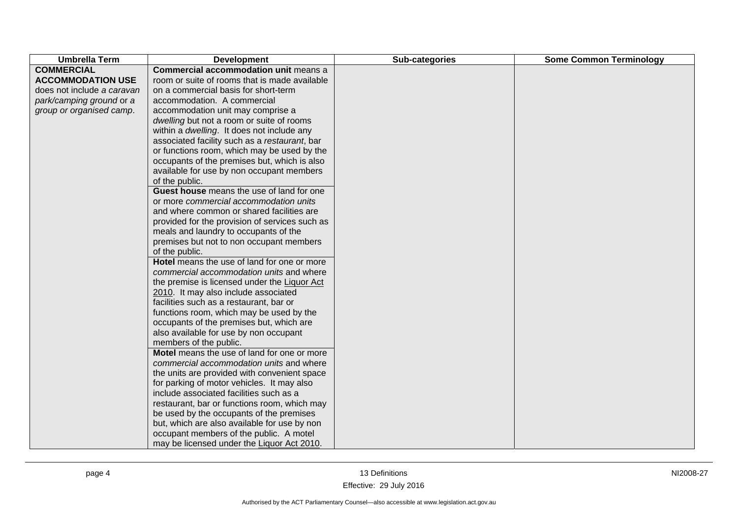| Umbrella Term | Development | Sub-categories | Some Common Terminology |
|---|---|---|---|
| **COMMERCIAL ACCOMMODATION USE** does not include *a caravan park/camping ground* or a *group or organised camp*. | **Commercial accommodation unit** means a room or suite of rooms that is made available on a commercial basis for short-term accommodation. A commercial accommodation unit may comprise a *dwelling* but not a room or suite of rooms within a *dwelling*. It does not include any associated facility such as a *restaurant*, bar or functions room, which may be used by the occupants of the premises but, which is also available for use by non occupant members of the public. | | |
| | **Guest house** means the use of land for one or more *commercial accommodation units* and where common or shared facilities are provided for the provision of services such as meals and laundry to occupants of the premises but not to non occupant members of the public. | | |
| | **Hotel** means the use of land for one or more *commercial accommodation units* and where the premise is licensed under the Liquor Act 2010. It may also include associated facilities such as a restaurant, bar or functions room, which may be used by the occupants of the premises but, which are also available for use by non occupant members of the public. | | |
| | **Motel** means the use of land for one or more *commercial accommodation units* and where the units are provided with convenient space for parking of motor vehicles. It may also include associated facilities such as a restaurant, bar or functions room, which may be used by the occupants of the premises but, which are also available for use by non occupant members of the public. A motel may be licensed under the Liquor Act 2010. | | |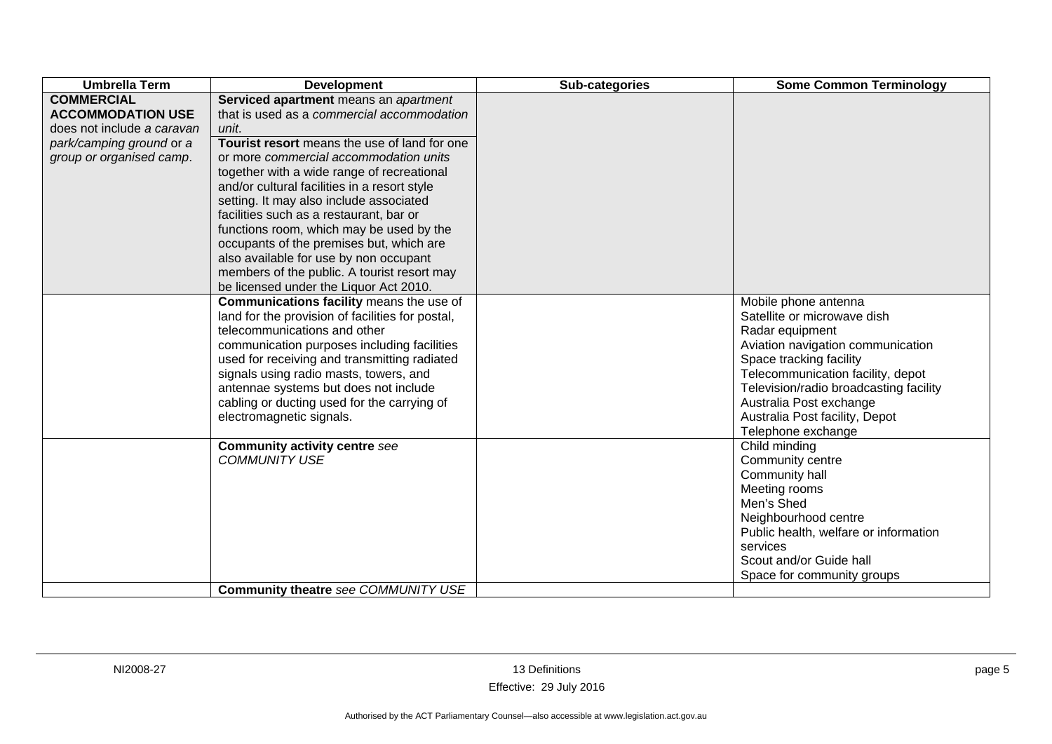| Umbrella Term | Development | Sub-categories | Some Common Terminology |
|---|---|---|---|
| **COMMERCIAL ACCOMMODATION USE** does not include *a caravan park/camping ground* or a *group or organised camp*. | **Serviced apartment** means an *apartment* that is used as a *commercial accommodation unit*.<br>**Tourist resort** means the use of land for one or more *commercial accommodation units* together with a wide range of recreational and/or cultural facilities in a resort style setting. It may also include associated facilities such as a restaurant, bar or functions room, which may be used by the occupants of the premises but, which are also available for use by non occupant members of the public. A tourist resort may be licensed under the Liquor Act 2010. | | |
| | **Communications facility** means the use of land for the provision of facilities for postal, telecommunications and other communication purposes including facilities used for receiving and transmitting radiated signals using radio masts, towers, and antennae systems but does not include cabling or ducting used for the carrying of electromagnetic signals. | | Mobile phone antenna<br>Satellite or microwave dish<br>Radar equipment<br>Aviation navigation communication<br>Space tracking facility<br>Telecommunication facility, depot<br>Television/radio broadcasting facility<br>Australia Post exchange<br>Australia Post facility, Depot<br>Telephone exchange |
| | **Community activity centre** *see COMMUNITY USE* | | Child minding<br>Community centre<br>Community hall<br>Meeting rooms<br>Men's Shed<br>Neighbourhood centre<br>Public health, welfare or information services<br>Scout and/or Guide hall<br>Space for community groups |
| | **Community theatre** *see COMMUNITY USE* | | |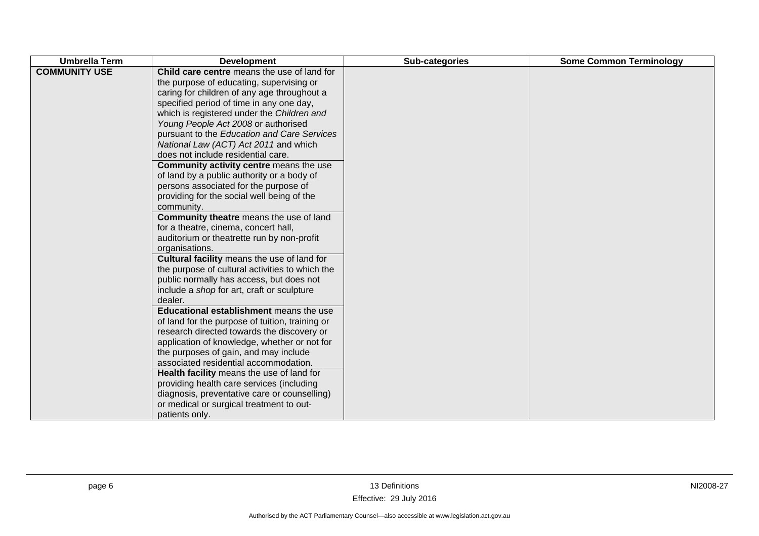| Umbrella Term | Development | Sub-categories | Some Common Terminology |
|---|---|---|---|
| **COMMUNITY USE** | **Child care centre** means the use of land for the purpose of educating, supervising or caring for children of any age throughout a specified period of time in any one day, which is registered under the *Children and Young People Act 2008* or authorised pursuant to the *Education and Care Services National Law (ACT) Act 2011* and which does not include residential care. | | |
| | **Community activity centre** means the use of land by a public authority or a body of persons associated for the purpose of providing for the social well being of the community. | | |
| | **Community theatre** means the use of land for a theatre, cinema, concert hall, auditorium or theatrette run by non-profit organisations. | | |
| | **Cultural facility** means the use of land for the purpose of cultural activities to which the public normally has access, but does not include a *shop* for art, craft or sculpture dealer. | | |
| | **Educational establishment** means the use of land for the purpose of tuition, training or research directed towards the discovery or application of knowledge, whether or not for the purposes of gain, and may include associated residential accommodation. | | |
| | **Health facility** means the use of land for providing health care services (including diagnosis, preventative care or counselling) or medical or surgical treatment to out-patients only. | | |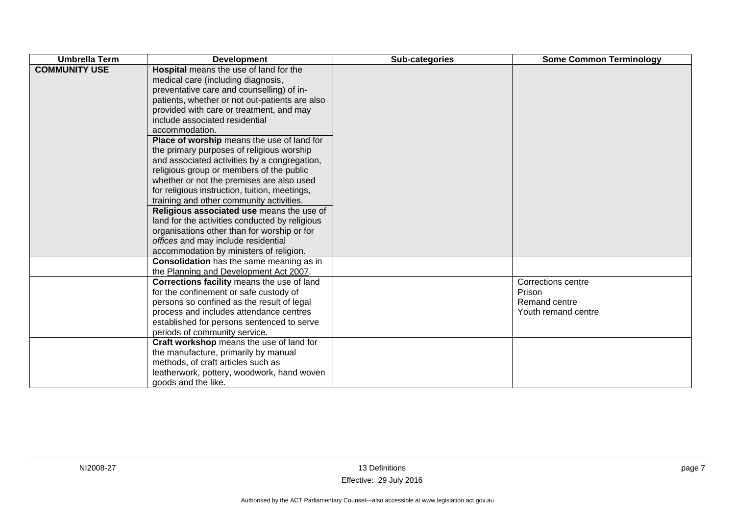| Umbrella Term | Development | Sub-categories | Some Common Terminology |
|---|---|---|---|
| **COMMUNITY USE** | **Hospital** means the use of land for the medical care (including diagnosis, preventative care and counselling) of in-patients, whether or not out-patients are also provided with care or treatment, and may include associated residential accommodation.<br>**Place of worship** means the use of land for the primary purposes of religious worship and associated activities by a congregation, religious group or members of the public whether or not the premises are also used for religious instruction, tuition, meetings, training and other community activities.<br>**Religious associated use** means the use of land for the activities conducted by religious organisations other than for worship or for *offices* and may include residential accommodation by ministers of religion. | | |
| | **Consolidation** has the same meaning as in the Planning and Development Act 2007. | | |
| | **Corrections facility** means the use of land for the confinement or safe custody of persons so confined as the result of legal process and includes attendance centres established for persons sentenced to serve periods of community service. | | Corrections centre<br>Prison<br>Remand centre<br>Youth remand centre |
| | **Craft workshop** means the use of land for the manufacture, primarily by manual methods, of craft articles such as leatherwork, pottery, woodwork, hand woven goods and the like. | | |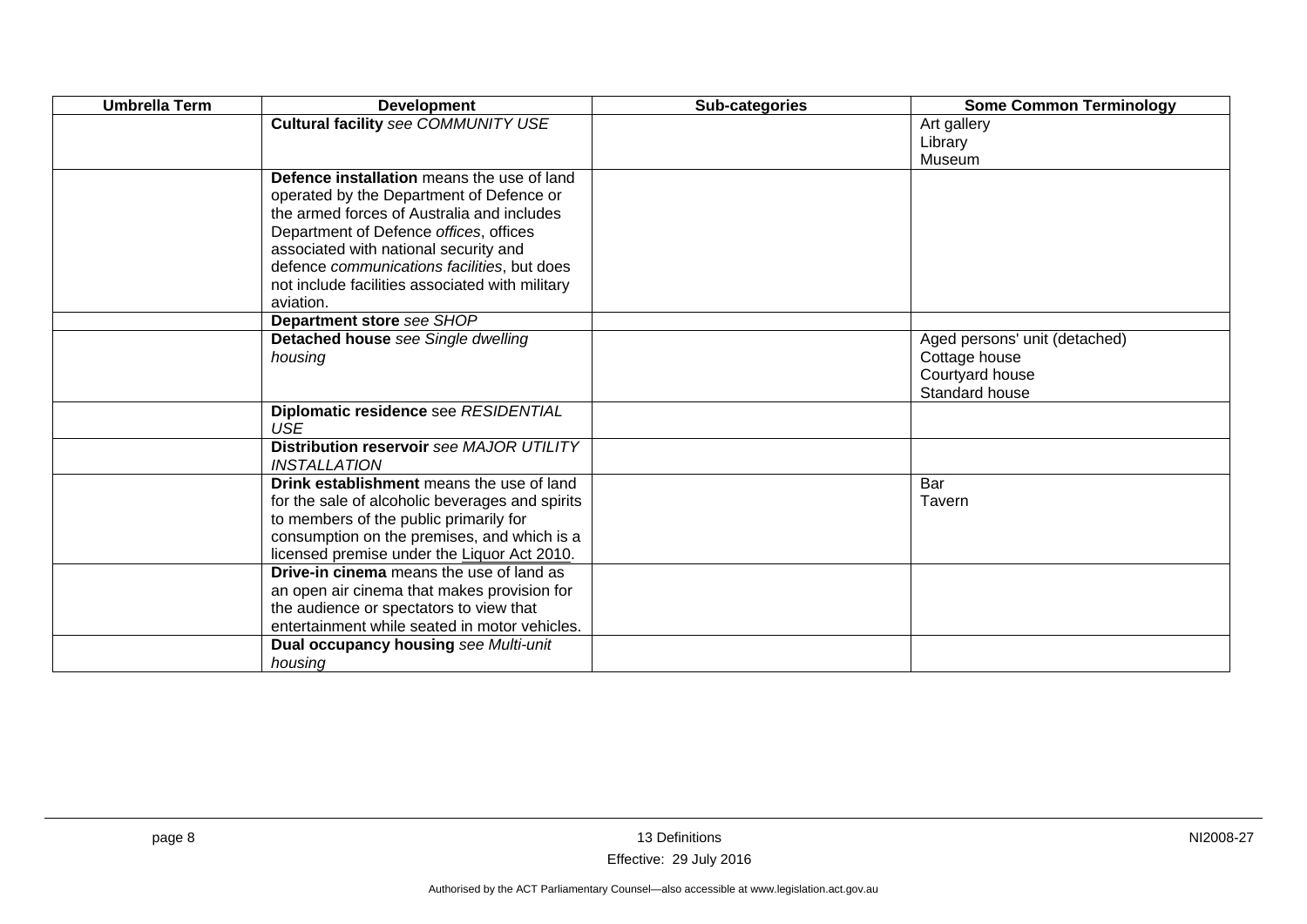| Umbrella Term | Development | Sub-categories | Some Common Terminology |
|---|---|---|---|
| | **Cultural facility** *see COMMUNITY USE* | | Art gallery<br>Library<br>Museum |
| | **Defence installation** means the use of land operated by the Department of Defence or the armed forces of Australia and includes Department of Defence *offices*, offices associated with national security and defence *communications facilities*, but does not include facilities associated with military aviation. | | |
| | **Department store** *see SHOP* | | |
| | **Detached house** *see Single dwelling housing* | | Aged persons' unit (detached)<br>Cottage house<br>Courtyard house<br>Standard house |
| | **Diplomatic residence** see *RESIDENTIAL USE* | | |
| | **Distribution reservoir** *see MAJOR UTILITY INSTALLATION* | | |
| | **Drink establishment** means the use of land for the sale of alcoholic beverages and spirits to members of the public primarily for consumption on the premises, and which is a licensed premise under the Liquor Act 2010. | | Bar<br>Tavern |
| | **Drive-in cinema** means the use of land as an open air cinema that makes provision for the audience or spectators to view that entertainment while seated in motor vehicles. | | |
| | **Dual occupancy housing** *see Multi-unit housing* | | |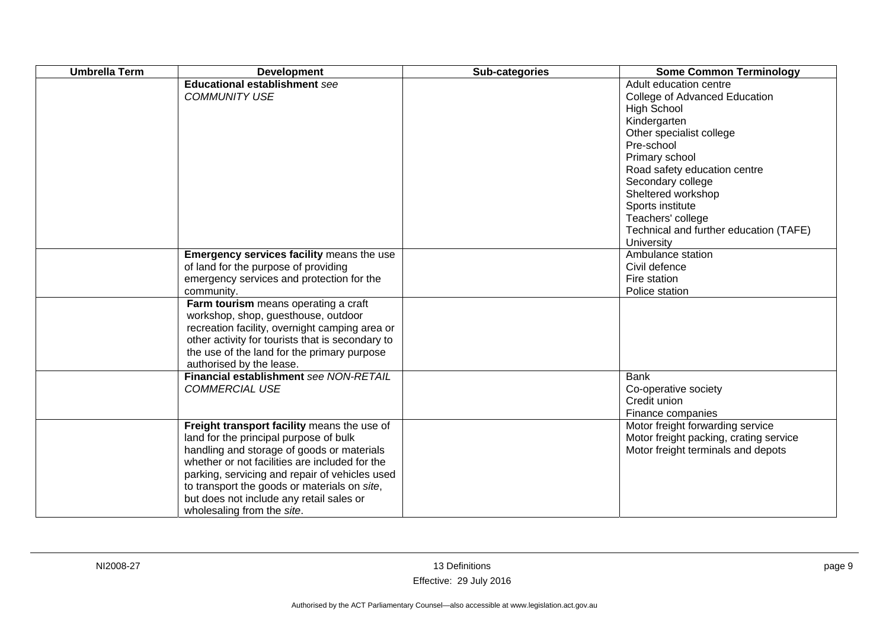| Umbrella Term | Development | Sub-categories | Some Common Terminology |
|---|---|---|---|
| | **Educational establishment** *see COMMUNITY USE* | | Adult education centre<br>College of Advanced Education<br>High School<br>Kindergarten<br>Other specialist college<br>Pre-school<br>Primary school<br>Road safety education centre<br>Secondary college<br>Sheltered workshop<br>Sports institute<br>Teachers' college<br>Technical and further education (TAFE)<br>University |
| | **Emergency services facility** means the use of land for the purpose of providing emergency services and protection for the community. | | Ambulance station<br>Civil defence<br>Fire station<br>Police station |
| | **Farm tourism** means operating a craft workshop, shop, guesthouse, outdoor recreation facility, overnight camping area or other activity for tourists that is secondary to the use of the land for the primary purpose authorised by the lease. | | |
| | **Financial establishment** *see NON-RETAIL COMMERCIAL USE* | | Bank<br>Co-operative society<br>Credit union<br>Finance companies |
| | **Freight transport facility** means the use of land for the principal purpose of bulk handling and storage of goods or materials whether or not facilities are included for the parking, servicing and repair of vehicles used to transport the goods or materials on *site*, but does not include any retail sales or wholesaling from the *site*. | | Motor freight forwarding service<br>Motor freight packing, crating service<br>Motor freight terminals and depots |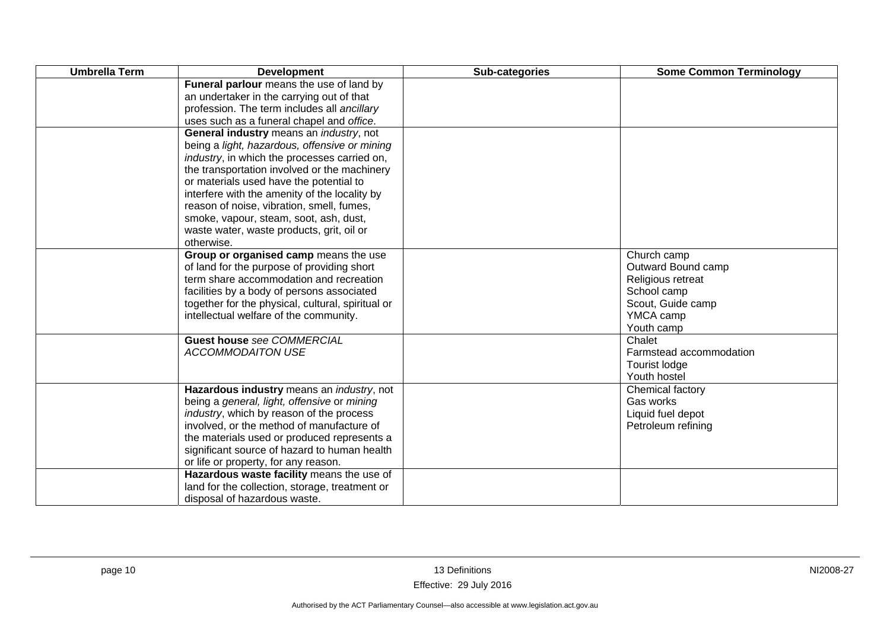| Umbrella Term | Development | Sub-categories | Some Common Terminology |
| --- | --- | --- | --- |
| | **Funeral parlour** means the use of land by an undertaker in the carrying out of that profession. The term includes all *ancillary* uses such as a funeral chapel and *office*. | | |
| | **General industry** means an *industry*, not being a *light, hazardous, offensive or mining industry*, in which the processes carried on, the transportation involved or the machinery or materials used have the potential to interfere with the amenity of the locality by reason of noise, vibration, smell, fumes, smoke, vapour, steam, soot, ash, dust, waste water, waste products, grit, oil or otherwise. | | |
| | **Group or organised camp** means the use of land for the purpose of providing short term share accommodation and recreation facilities by a body of persons associated together for the physical, cultural, spiritual or intellectual welfare of the community. | | Church camp<br>Outward Bound camp<br>Religious retreat<br>School camp<br>Scout, Guide camp<br>YMCA camp<br>Youth camp |
| | **Guest house** *see COMMERCIAL ACCOMMODAITON USE* | | Chalet<br>Farmstead accommodation<br>Tourist lodge<br>Youth hostel |
| | **Hazardous industry** means an *industry*, not being a *general, light, offensive* or *mining industry*, which by reason of the process involved, or the method of manufacture of the materials used or produced represents a significant source of hazard to human health or life or property, for any reason. | | Chemical factory<br>Gas works<br>Liquid fuel depot<br>Petroleum refining |
| | **Hazardous waste facility** means the use of land for the collection, storage, treatment or disposal of hazardous waste. | | |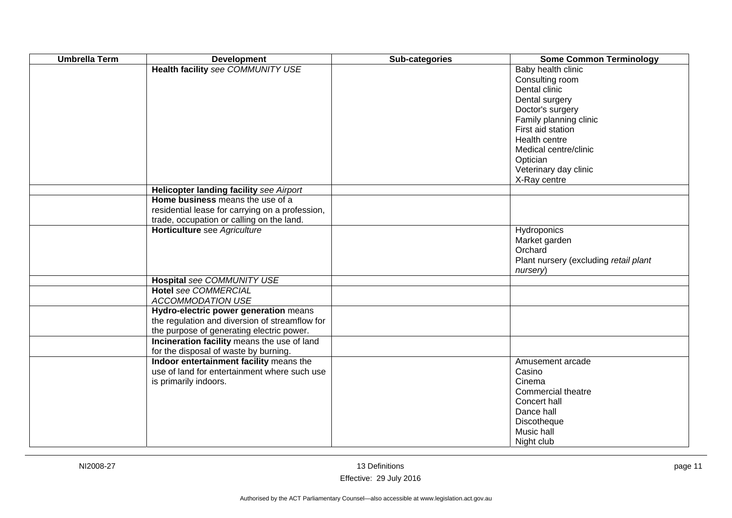| Umbrella Term | Development | Sub-categories | Some Common Terminology |
|---|---|---|---|
| | **Health facility** *see COMMUNITY USE* | | Baby health clinic<br>Consulting room<br>Dental clinic<br>Dental surgery<br>Doctor's surgery<br>Family planning clinic<br>First aid station<br>Health centre<br>Medical centre/clinic<br>Optician<br>Veterinary day clinic<br>X-Ray centre |
| | **Helicopter landing facility** *see Airport* | | |
| | **Home business** means the use of a residential lease for carrying on a profession, trade, occupation or calling on the land. | | |
| | **Horticulture** see *Agriculture* | | Hydroponics<br>Market garden<br>Orchard<br>Plant nursery (excluding *retail plant nursery*) |
| | **Hospital** *see COMMUNITY USE* | | |
| | **Hotel** *see COMMERCIAL ACCOMMODATION USE* | | |
| | **Hydro-electric power generation** means the regulation and diversion of streamflow for the purpose of generating electric power. | | |
| | **Incineration facility** means the use of land for the disposal of waste by burning. | | |
| | **Indoor entertainment facility** means the use of land for entertainment where such use is primarily indoors. | | Amusement arcade<br>Casino<br>Cinema<br>Commercial theatre<br>Concert hall<br>Dance hall<br>Discotheque<br>Music hall<br>Night club |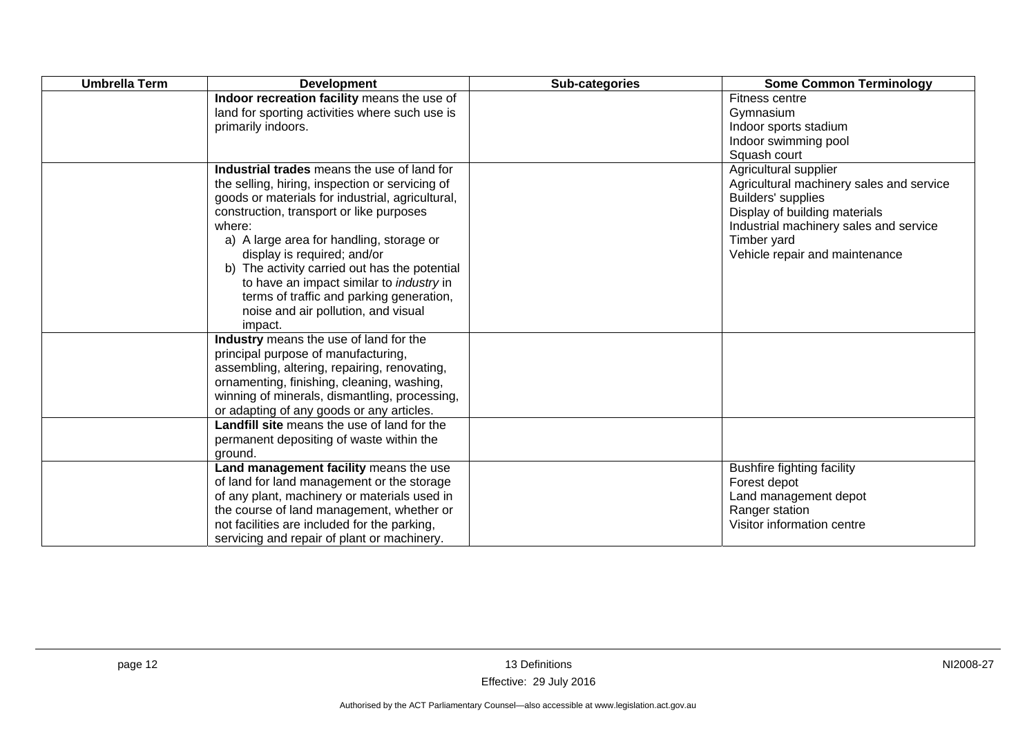| Umbrella Term | Development | Sub-categories | Some Common Terminology |
|---|---|---|---|
| | **Indoor recreation facility** means the use of land for sporting activities where such use is primarily indoors. | | Fitness centre<br>Gymnasium<br>Indoor sports stadium<br>Indoor swimming pool<br>Squash court |
| | **Industrial trades** means the use of land for the selling, hiring, inspection or servicing of goods or materials for industrial, agricultural, construction, transport or like purposes where:<br>a) A large area for handling, storage or display is required; and/or<br>b) The activity carried out has the potential to have an impact similar to *industry* in terms of traffic and parking generation, noise and air pollution, and visual impact. | | Agricultural supplier<br>Agricultural machinery sales and service<br>Builders' supplies<br>Display of building materials<br>Industrial machinery sales and service<br>Timber yard<br>Vehicle repair and maintenance |
| | **Industry** means the use of land for the principal purpose of manufacturing, assembling, altering, repairing, renovating, ornamenting, finishing, cleaning, washing, winning of minerals, dismantling, processing, or adapting of any goods or any articles. | | |
| | **Landfill site** means the use of land for the permanent depositing of waste within the ground. | | |
| | **Land management facility** means the use of land for land management or the storage of any plant, machinery or materials used in the course of land management, whether or not facilities are included for the parking, servicing and repair of plant or machinery. | | Bushfire fighting facility<br>Forest depot<br>Land management depot<br>Ranger station<br>Visitor information centre |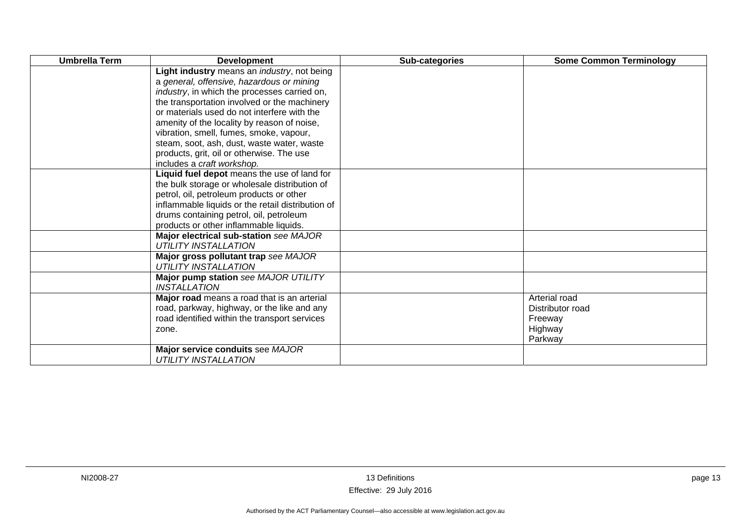| Umbrella Term | Development | Sub-categories | Some Common Terminology |
|---|---|---|---|
| | **Light industry** means an *industry*, not being a *general, offensive, hazardous or mining industry*, in which the processes carried on, the transportation involved or the machinery or materials used do not interfere with the amenity of the locality by reason of noise, vibration, smell, fumes, smoke, vapour, steam, soot, ash, dust, waste water, waste products, grit, oil or otherwise. The use includes a *craft workshop*. | | |
| | **Liquid fuel depot** means the use of land for the bulk storage or wholesale distribution of petrol, oil, petroleum products or other inflammable liquids or the retail distribution of drums containing petrol, oil, petroleum products or other inflammable liquids. | | |
| | **Major electrical sub-station** *see MAJOR UTILITY INSTALLATION* | | |
| | **Major gross pollutant trap** *see MAJOR UTILITY INSTALLATION* | | |
| | **Major pump station** *see MAJOR UTILITY INSTALLATION* | | |
| | **Major road** means a road that is an arterial road, parkway, highway, or the like and any road identified within the transport services zone. | | Arterial road<br>Distributor road<br>Freeway<br>Highway<br>Parkway |
| | **Major service conduits** see *MAJOR UTILITY INSTALLATION* | | |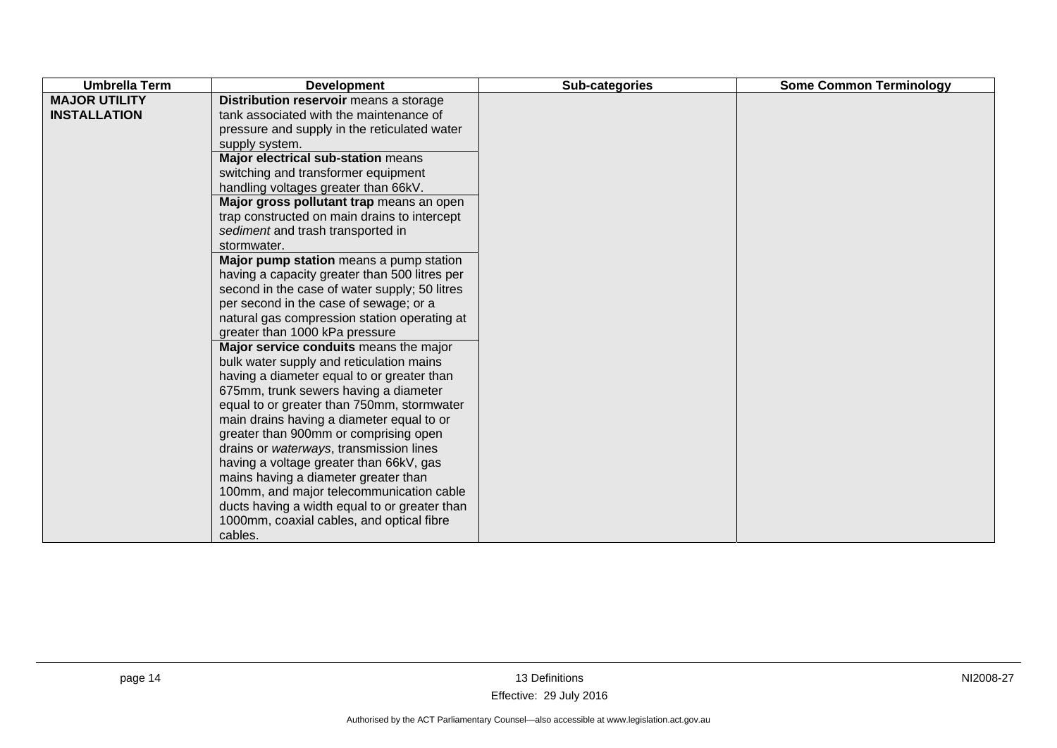| Umbrella Term | Development | Sub-categories | Some Common Terminology |
|---|---|---|---|
| **MAJOR UTILITY INSTALLATION** | **Distribution reservoir** means a storage tank associated with the maintenance of pressure and supply in the reticulated water supply system. | | |
| | **Major electrical sub-station** means switching and transformer equipment handling voltages greater than 66kV. | | |
| | **Major gross pollutant trap** means an open trap constructed on main drains to intercept *sediment* and trash transported in stormwater. | | |
| | **Major pump station** means a pump station having a capacity greater than 500 litres per second in the case of water supply; 50 litres per second in the case of sewage; or a natural gas compression station operating at greater than 1000 kPa pressure | | |
| | **Major service conduits** means the major bulk water supply and reticulation mains having a diameter equal to or greater than 675mm, trunk sewers having a diameter equal to or greater than 750mm, stormwater main drains having a diameter equal to or greater than 900mm or comprising open drains or *waterways*, transmission lines having a voltage greater than 66kV, gas mains having a diameter greater than 100mm, and major telecommunication cable ducts having a width equal to or greater than 1000mm, coaxial cables, and optical fibre cables. | | |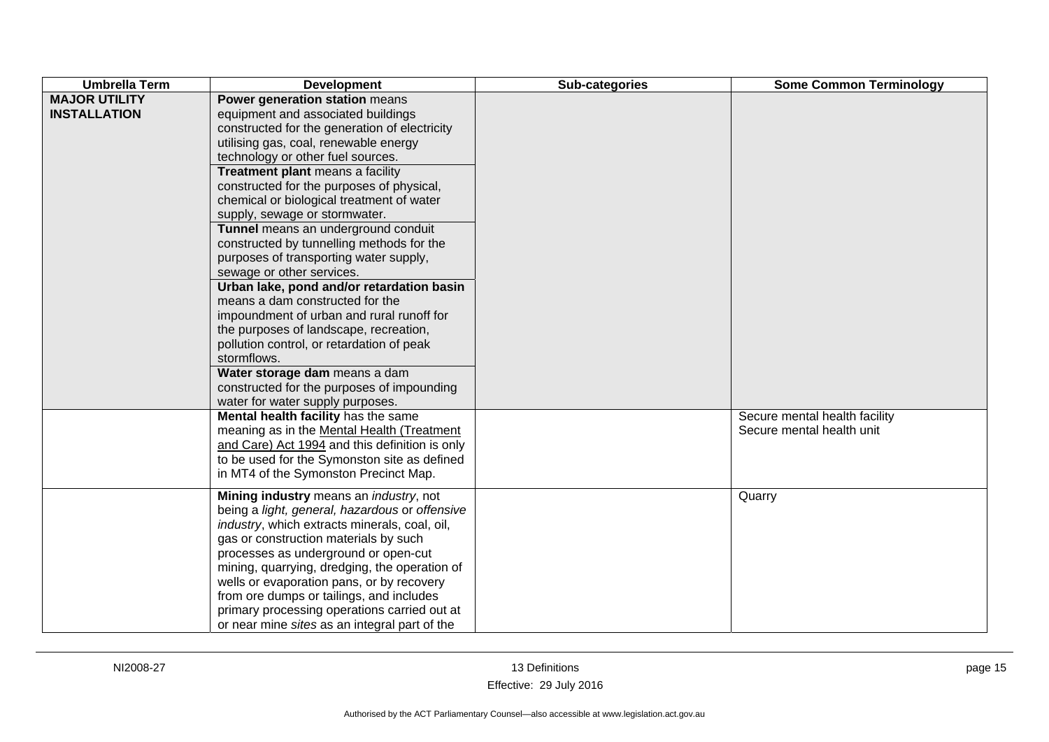| Umbrella Term | Development | Sub-categories | Some Common Terminology |
|---|---|---|---|
| **MAJOR UTILITY INSTALLATION** | **Power generation station** means equipment and associated buildings constructed for the generation of electricity utilising gas, coal, renewable energy technology or other fuel sources. | | |
| | **Treatment plant** means a facility constructed for the purposes of physical, chemical or biological treatment of water supply, sewage or stormwater. | | |
| | **Tunnel** means an underground conduit constructed by tunnelling methods for the purposes of transporting water supply, sewage or other services. | | |
| | **Urban lake, pond and/or retardation basin** means a dam constructed for the impoundment of urban and rural runoff for the purposes of landscape, recreation, pollution control, or retardation of peak stormflows. | | |
| | **Water storage dam** means a dam constructed for the purposes of impounding water for water supply purposes. | | |
| | **Mental health facility** has the same meaning as in the Mental Health (Treatment and Care) Act 1994 and this definition is only to be used for the Symonston site as defined in MT4 of the Symonston Precinct Map. | | Secure mental health facility<br>Secure mental health unit |
| | **Mining industry** means an *industry*, not being a *light, general, hazardous* or *offensive industry*, which extracts minerals, coal, oil, gas or construction materials by such processes as underground or open-cut mining, quarrying, dredging, the operation of wells or evaporation pans, or by recovery from ore dumps or tailings, and includes primary processing operations carried out at or near mine *sites* as an integral part of the | | Quarry |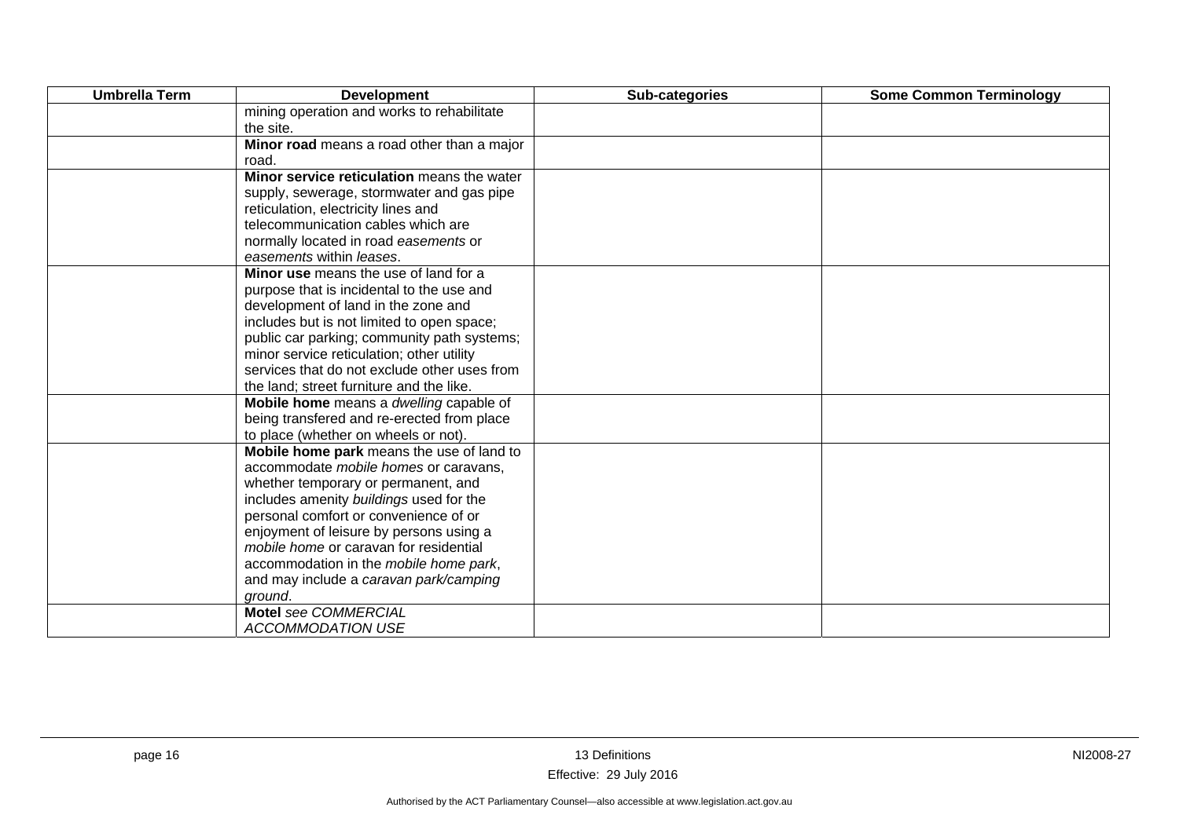| Umbrella Term | Development | Sub-categories | Some Common Terminology |
|---|---|---|---|
| | mining operation and works to rehabilitate the site. | | |
| | **Minor road** means a road other than a major road. | | |
| | **Minor service reticulation** means the water supply, sewerage, stormwater and gas pipe reticulation, electricity lines and telecommunication cables which are normally located in road *easements* or *easements* within *leases*. | | |
| | **Minor use** means the use of land for a purpose that is incidental to the use and development of land in the zone and includes but is not limited to open space; public car parking; community path systems; minor service reticulation; other utility services that do not exclude other uses from the land; street furniture and the like. | | |
| | **Mobile home** means a *dwelling* capable of being transfered and re-erected from place to place (whether on wheels or not). | | |
| | **Mobile home park** means the use of land to accommodate *mobile homes* or caravans, whether temporary or permanent, and includes amenity *buildings* used for the personal comfort or convenience of or enjoyment of leisure by persons using a *mobile home* or caravan for residential accommodation in the *mobile home park*, and may include a *caravan park/camping ground*. | | |
| | **Motel** *see COMMERCIAL ACCOMMODATION USE* | | |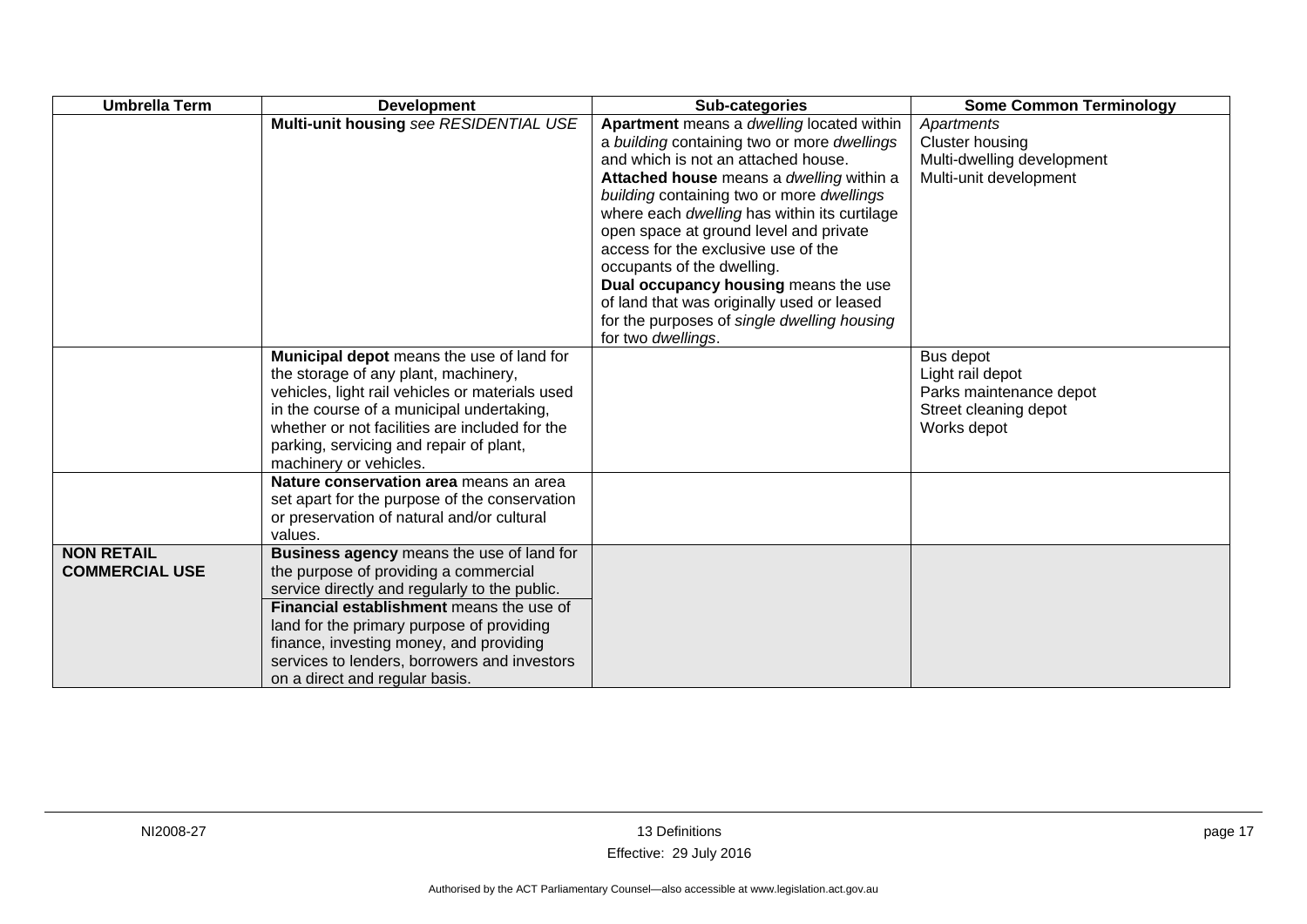| Umbrella Term | Development | Sub-categories | Some Common Terminology |
|---|---|---|---|
| | **Multi-unit housing** *see RESIDENTIAL USE* | **Apartment** means a *dwelling* located within a *building* containing two or more *dwellings* and which is not an attached house.<br>**Attached house** means a *dwelling* within a *building* containing two or more *dwellings* where each *dwelling* has within its curtilage open space at ground level and private access for the exclusive use of the occupants of the dwelling.<br>**Dual occupancy housing** means the use of land that was originally used or leased for the purposes of *single dwelling housing* for two *dwellings*. | *Apartments*<br>Cluster housing<br>Multi-dwelling development<br>Multi-unit development |
| | **Municipal depot** means the use of land for the storage of any plant, machinery, vehicles, light rail vehicles or materials used in the course of a municipal undertaking, whether or not facilities are included for the parking, servicing and repair of plant, machinery or vehicles. | | Bus depot<br>Light rail depot<br>Parks maintenance depot<br>Street cleaning depot<br>Works depot |
| | **Nature conservation area** means an area set apart for the purpose of the conservation or preservation of natural and/or cultural values. | | |
| **NON RETAIL COMMERCIAL USE** | **Business agency** means the use of land for the purpose of providing a commercial service directly and regularly to the public.<br>**Financial establishment** means the use of land for the primary purpose of providing finance, investing money, and providing services to lenders, borrowers and investors on a direct and regular basis. | | |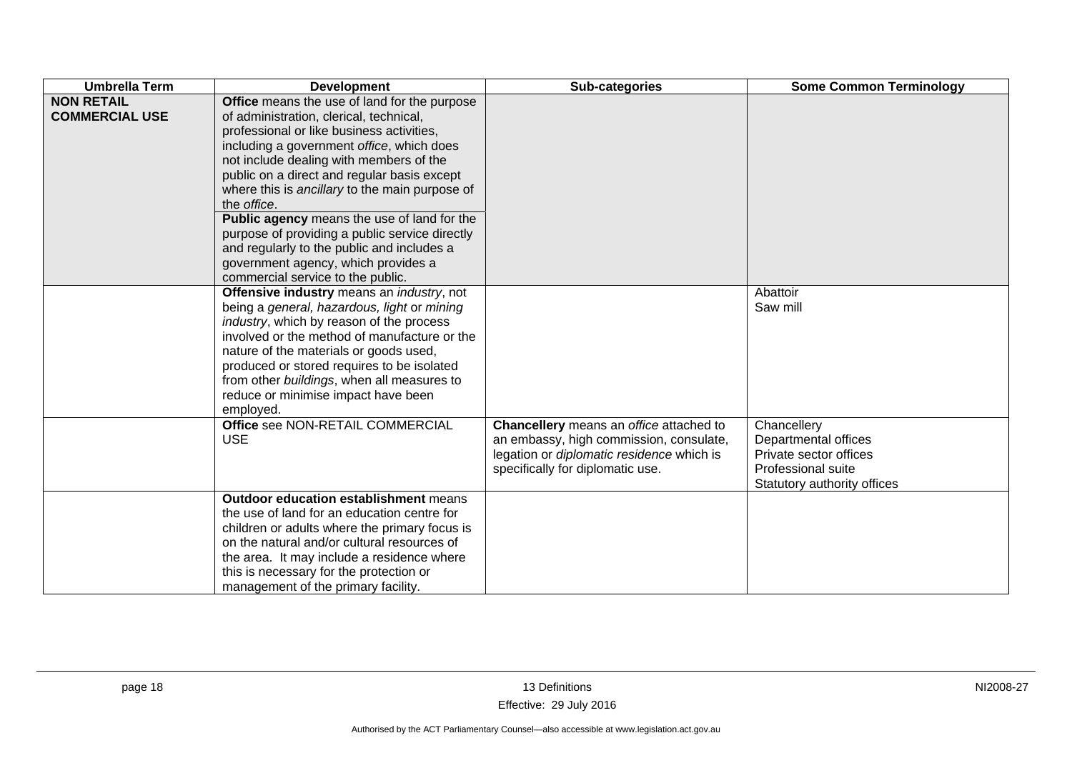| Umbrella Term | Development | Sub-categories | Some Common Terminology |
|---|---|---|---|
| **NON RETAIL COMMERCIAL USE** | **Office** means the use of land for the purpose of administration, clerical, technical, professional or like business activities, including a government *office*, which does not include dealing with members of the public on a direct and regular basis except where this is *ancillary* to the main purpose of the *office*.<br>**Public agency** means the use of land for the purpose of providing a public service directly and regularly to the public and includes a government agency, which provides a commercial service to the public. | | |
| | **Offensive industry** means an *industry*, not being a *general, hazardous, light* or *mining industry*, which by reason of the process involved or the method of manufacture or the nature of the materials or goods used, produced or stored requires to be isolated from other *buildings*, when all measures to reduce or minimise impact have been employed. | | Abattoir<br>Saw mill |
| | **Office** see NON-RETAIL COMMERCIAL USE | **Chancellery** means an *office* attached to an embassy, high commission, consulate, legation or *diplomatic residence* which is specifically for diplomatic use. | Chancellery<br>Departmental offices<br>Private sector offices<br>Professional suite<br>Statutory authority offices |
| | **Outdoor education establishment** means the use of land for an education centre for children or adults where the primary focus is on the natural and/or cultural resources of the area. It may include a residence where this is necessary for the protection or management of the primary facility. | | |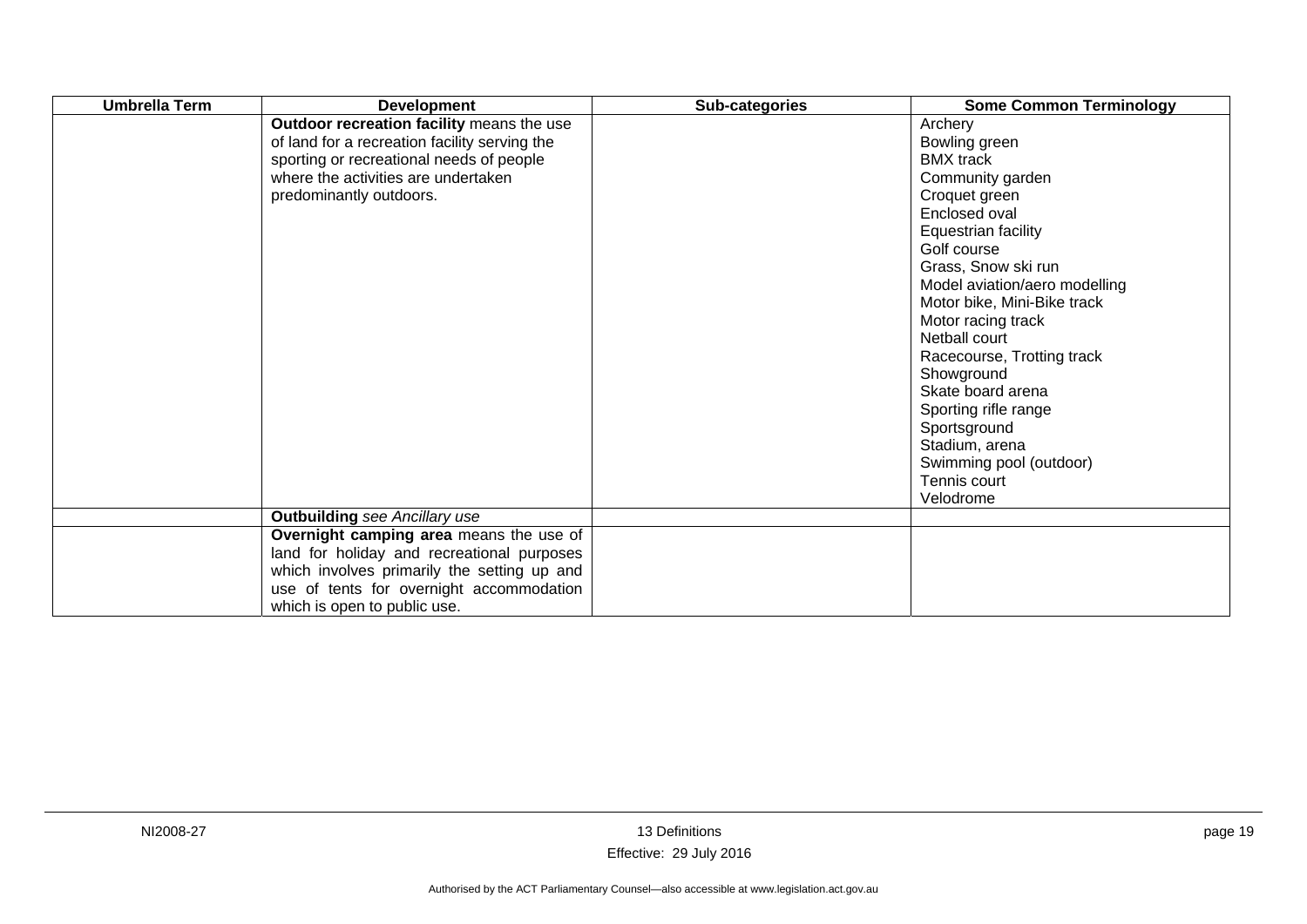| Umbrella Term | Development | Sub-categories | Some Common Terminology |
|---|---|---|---|
| | **Outdoor recreation facility** means the use of land for a recreation facility serving the sporting or recreational needs of people where the activities are undertaken predominantly outdoors. | | Archery<br>Bowling green<br>BMX track<br>Community garden<br>Croquet green<br>Enclosed oval<br>Equestrian facility<br>Golf course<br>Grass, Snow ski run<br>Model aviation/aero modelling<br>Motor bike, Mini-Bike track<br>Motor racing track<br>Netball court<br>Racecourse, Trotting track<br>Showground<br>Skate board arena<br>Sporting rifle range<br>Sportsground<br>Stadium, arena<br>Swimming pool (outdoor)<br>Tennis court<br>Velodrome |
| | **Outbuilding** *see Ancillary use* | | |
| | **Overnight camping area** means the use of land for holiday and recreational purposes which involves primarily the setting up and use of tents for overnight accommodation which is open to public use. | | |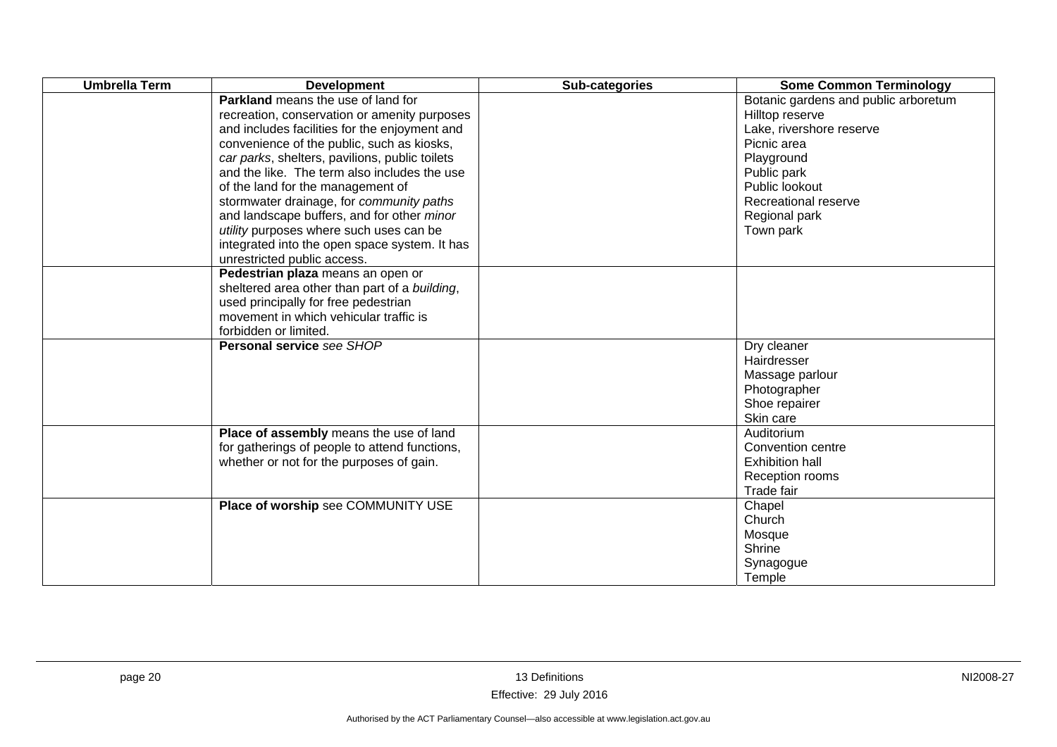| Umbrella Term | Development | Sub-categories | Some Common Terminology |
|---|---|---|---|
| | **Parkland** means the use of land for recreation, conservation or amenity purposes and includes facilities for the enjoyment and convenience of the public, such as kiosks, *car parks*, shelters, pavilions, public toilets and the like. The term also includes the use of the land for the management of stormwater drainage, for *community paths* and landscape buffers, and for other *minor utility* purposes where such uses can be integrated into the open space system. It has unrestricted public access. | | Botanic gardens and public arboretum<br>Hilltop reserve<br>Lake, rivershore reserve<br>Picnic area<br>Playground<br>Public park<br>Public lookout<br>Recreational reserve<br>Regional park<br>Town park |
| | **Pedestrian plaza** means an open or sheltered area other than part of a *building*, used principally for free pedestrian movement in which vehicular traffic is forbidden or limited. | | |
| | **Personal service** *see SHOP* | | Dry cleaner<br>Hairdresser<br>Massage parlour<br>Photographer<br>Shoe repairer<br>Skin care |
| | **Place of assembly** means the use of land for gatherings of people to attend functions, whether or not for the purposes of gain. | | Auditorium<br>Convention centre<br>Exhibition hall<br>Reception rooms<br>Trade fair |
| | **Place of worship** see COMMUNITY USE | | Chapel<br>Church<br>Mosque<br>Shrine<br>Synagogue<br>Temple |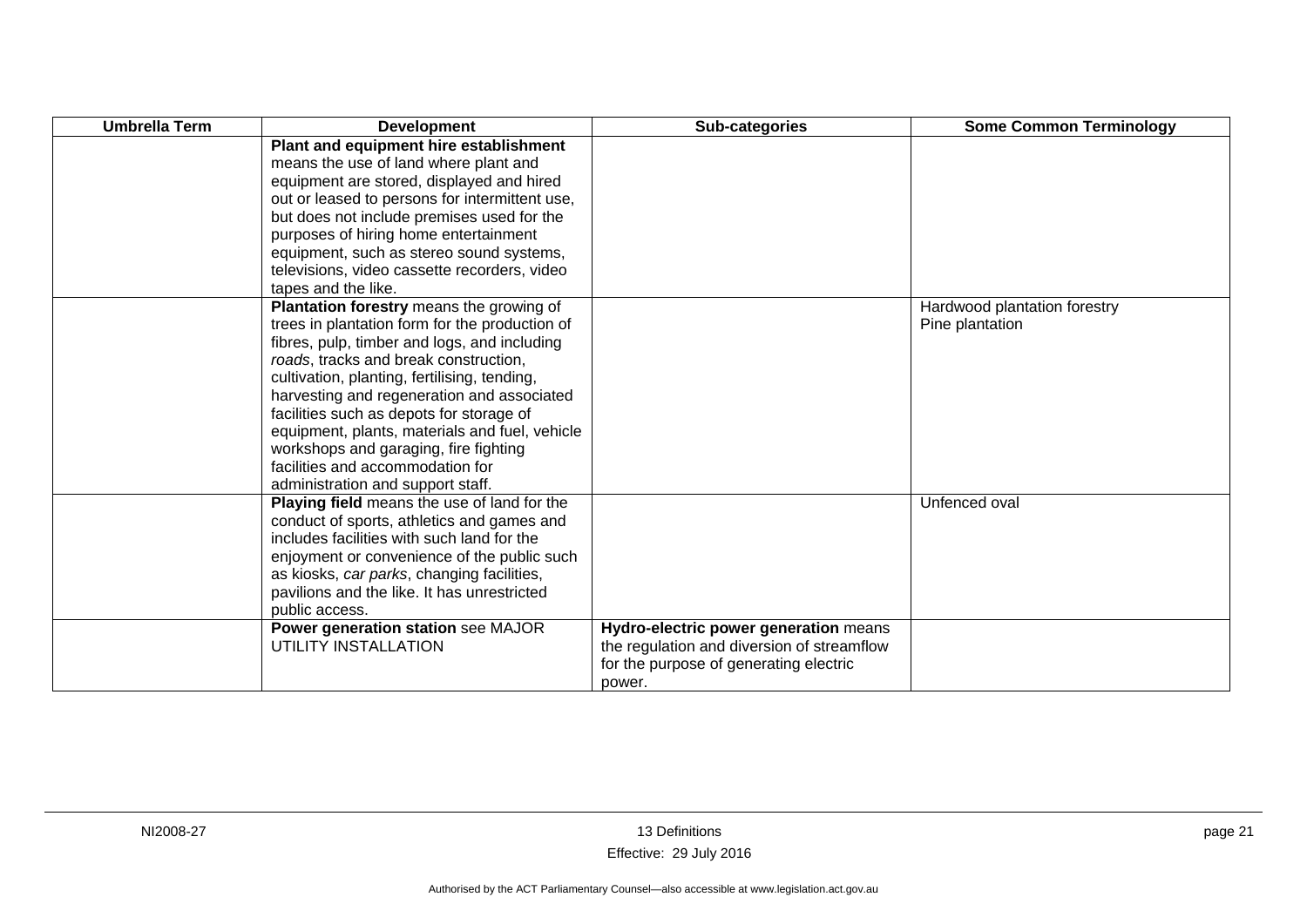| Umbrella Term | Development | Sub-categories | Some Common Terminology |
|---|---|---|---|
| | **Plant and equipment hire establishment** means the use of land where plant and equipment are stored, displayed and hired out or leased to persons for intermittent use, but does not include premises used for the purposes of hiring home entertainment equipment, such as stereo sound systems, televisions, video cassette recorders, video tapes and the like. | | |
| | **Plantation forestry** means the growing of trees in plantation form for the production of fibres, pulp, timber and logs, and including *roads*, tracks and break construction, cultivation, planting, fertilising, tending, harvesting and regeneration and associated facilities such as depots for storage of equipment, plants, materials and fuel, vehicle workshops and garaging, fire fighting facilities and accommodation for administration and support staff. | | Hardwood plantation forestry<br>Pine plantation |
| | **Playing field** means the use of land for the conduct of sports, athletics and games and includes facilities with such land for the enjoyment or convenience of the public such as kiosks, *car parks*, changing facilities, pavilions and the like. It has unrestricted public access. | | Unfenced oval |
| | **Power generation station** see MAJOR UTILITY INSTALLATION | **Hydro-electric power generation** means the regulation and diversion of streamflow for the purpose of generating electric power. | |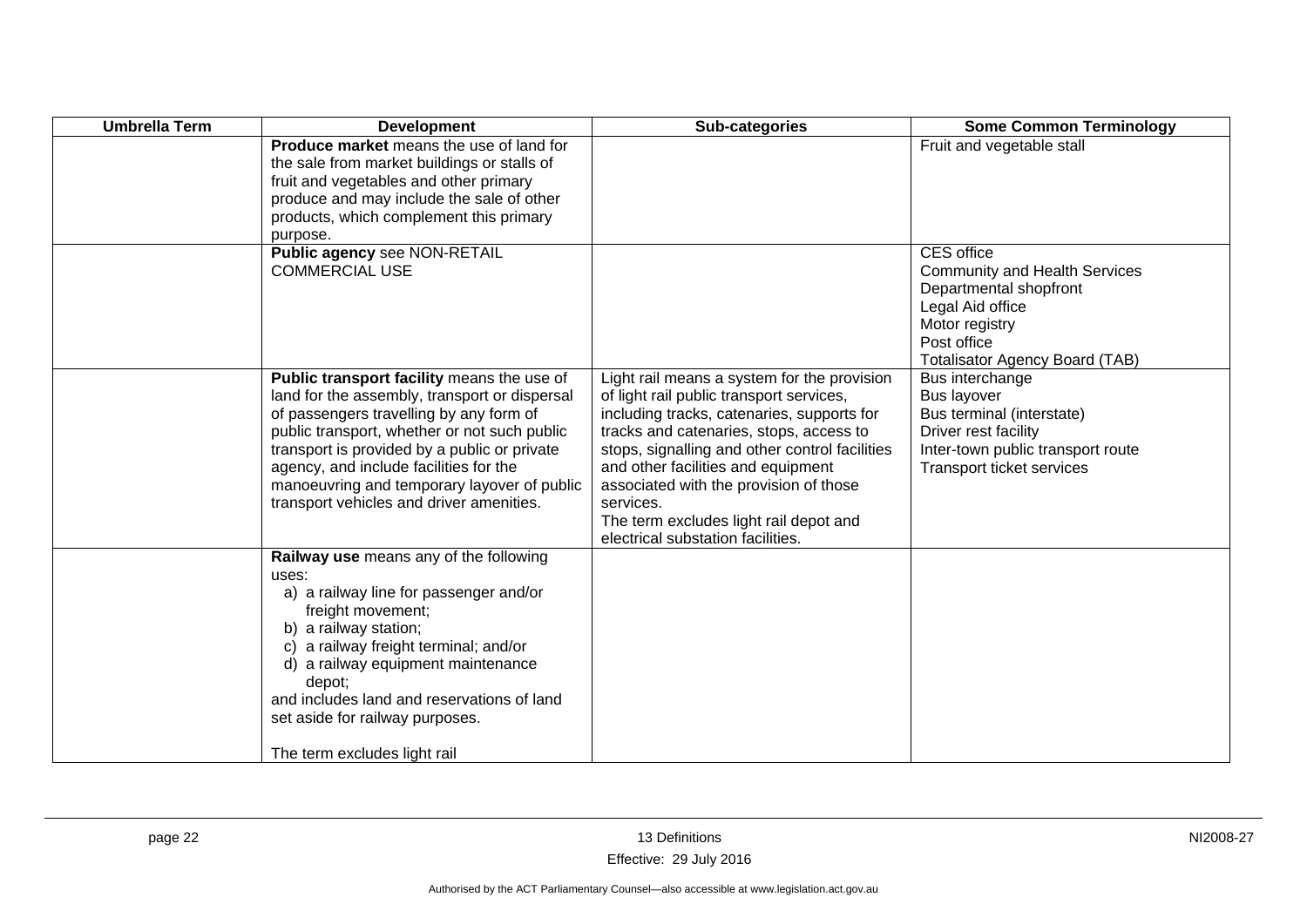| Umbrella Term | Development | Sub-categories | Some Common Terminology |
|---|---|---|---|
| | **Produce market** means the use of land for the sale from market buildings or stalls of fruit and vegetables and other primary produce and may include the sale of other products, which complement this primary purpose. | | Fruit and vegetable stall |
| | **Public agency** see NON-RETAIL COMMERCIAL USE | | CES office<br>Community and Health Services<br>Departmental shopfront<br>Legal Aid office<br>Motor registry<br>Post office<br>Totalisator Agency Board (TAB) |
| | **Public transport facility** means the use of land for the assembly, transport or dispersal of passengers travelling by any form of public transport, whether or not such public transport is provided by a public or private agency, and include facilities for the manoeuvring and temporary layover of public transport vehicles and driver amenities. | Light rail means a system for the provision of light rail public transport services, including tracks, catenaries, supports for tracks and catenaries, stops, access to stops, signalling and other control facilities and other facilities and equipment associated with the provision of those services.<br>The term excludes light rail depot and electrical substation facilities. | Bus interchange<br>Bus layover<br>Bus terminal (interstate)<br>Driver rest facility<br>Inter-town public transport route<br>Transport ticket services |
| | **Railway use** means any of the following uses:<br>a) a railway line for passenger and/or freight movement;<br>b) a railway station;<br>c) a railway freight terminal; and/or<br>d) a railway equipment maintenance depot;<br>and includes land and reservations of land set aside for railway purposes.<br><br>The term excludes light rail | | |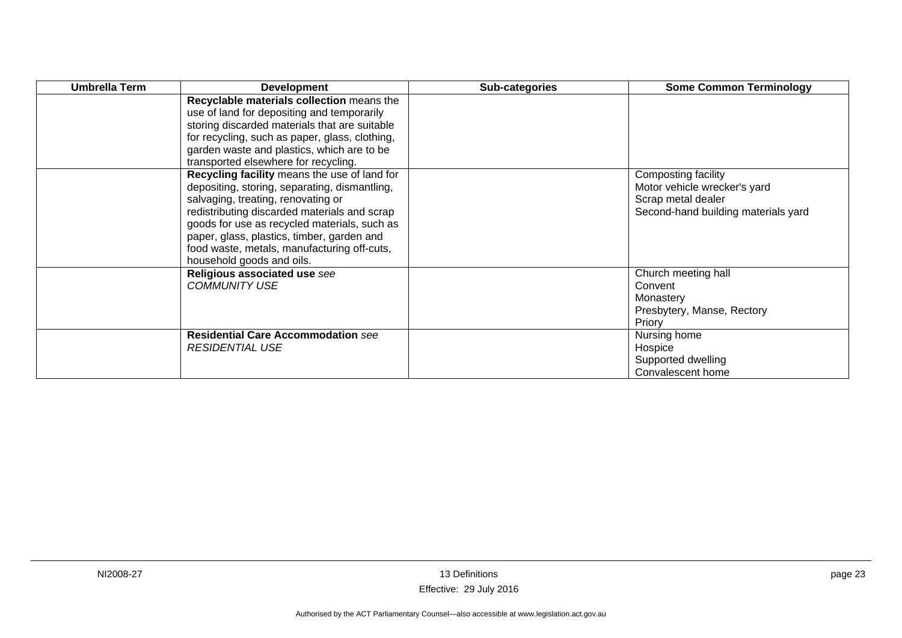| Umbrella Term | Development | Sub-categories | Some Common Terminology |
|---|---|---|---|
| | **Recyclable materials collection** means the use of land for depositing and temporarily storing discarded materials that are suitable for recycling, such as paper, glass, clothing, garden waste and plastics, which are to be transported elsewhere for recycling. | | |
| | **Recycling facility** means the use of land for depositing, storing, separating, dismantling, salvaging, treating, renovating or redistributing discarded materials and scrap goods for use as recycled materials, such as paper, glass, plastics, timber, garden and food waste, metals, manufacturing off-cuts, household goods and oils. | | Composting facility<br>Motor vehicle wrecker's yard<br>Scrap metal dealer<br>Second-hand building materials yard |
| | **Religious associated use** *see COMMUNITY USE* | | Church meeting hall<br>Convent<br>Monastery<br>Presbytery, Manse, Rectory<br>Priory |
| | **Residential Care Accommodation** *see RESIDENTIAL USE* | | Nursing home<br>Hospice<br>Supported dwelling<br>Convalescent home |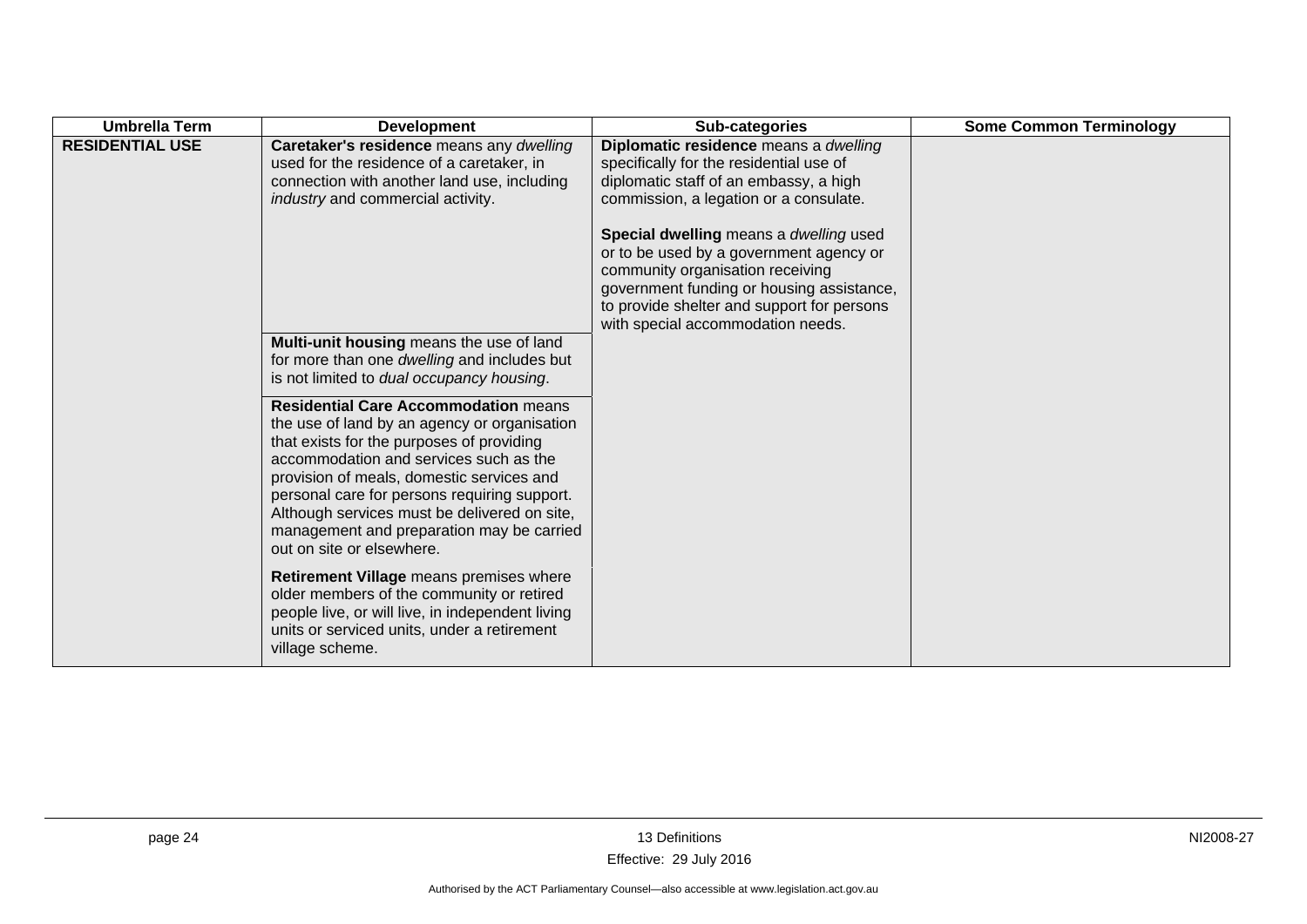| Umbrella Term | Development | Sub-categories | Some Common Terminology |
|---|---|---|---|
| **RESIDENTIAL USE** | **Caretaker's residence** means any *dwelling* used for the residence of a caretaker, in connection with another land use, including *industry* and commercial activity. | **Diplomatic residence** means a *dwelling* specifically for the residential use of diplomatic staff of an embassy, a high commission, a legation or a consulate.<br><br>**Special dwelling** means a *dwelling* used or to be used by a government agency or community organisation receiving government funding or housing assistance, to provide shelter and support for persons with special accommodation needs. | |
| | **Multi-unit housing** means the use of land for more than one *dwelling* and includes but is not limited to *dual occupancy housing*. | | |
| | **Residential Care Accommodation** means the use of land by an agency or organisation that exists for the purposes of providing accommodation and services such as the provision of meals, domestic services and personal care for persons requiring support. Although services must be delivered on site, management and preparation may be carried out on site or elsewhere. | | |
| | **Retirement Village** means premises where older members of the community or retired people live, or will live, in independent living units or serviced units, under a retirement village scheme. | | |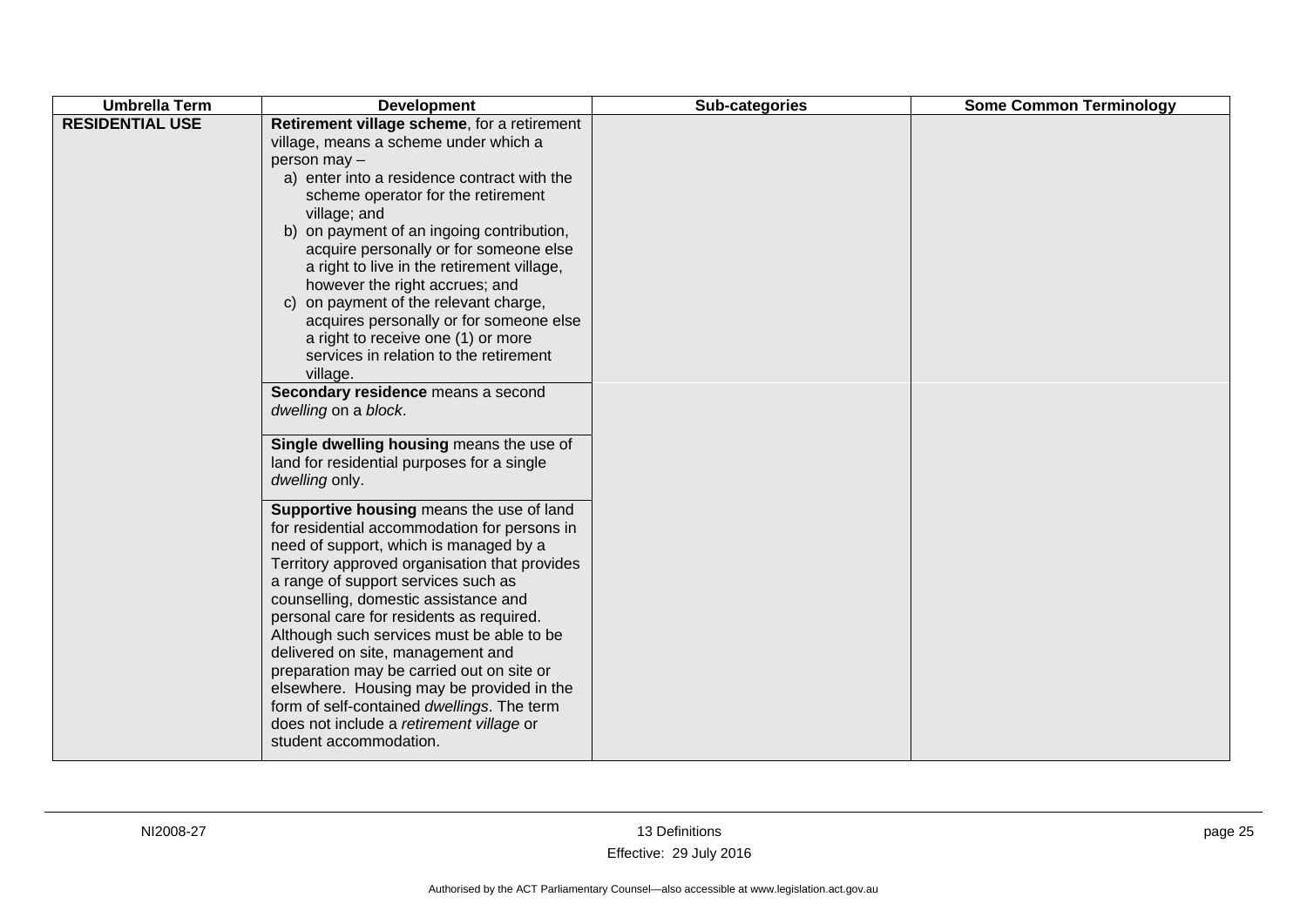| Umbrella Term | Development | Sub-categories | Some Common Terminology |
|---|---|---|---|
| **RESIDENTIAL USE** | **Retirement village scheme**, for a retirement village, means a scheme under which a person may – a) enter into a residence contract with the scheme operator for the retirement village; and b) on payment of an ingoing contribution, acquire personally or for someone else a right to live in the retirement village, however the right accrues; and c) on payment of the relevant charge, acquires personally or for someone else a right to receive one (1) or more services in relation to the retirement village. | | |
| | **Secondary residence** means a second *dwelling* on a *block*. | | |
| | **Single dwelling housing** means the use of land for residential purposes for a single *dwelling* only. | | |
| | **Supportive housing** means the use of land for residential accommodation for persons in need of support, which is managed by a Territory approved organisation that provides a range of support services such as counselling, domestic assistance and personal care for residents as required. Although such services must be able to be delivered on site, management and preparation may be carried out on site or elsewhere. Housing may be provided in the form of self-contained *dwellings*. The term does not include a *retirement village* or student accommodation. | | |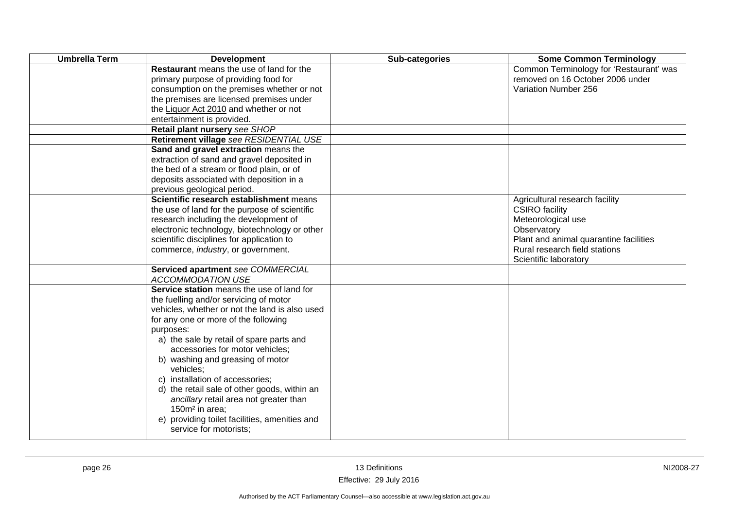| Umbrella Term | Development | Sub-categories | Some Common Terminology |
|---|---|---|---|
| | **Restaurant** means the use of land for the primary purpose of providing food for consumption on the premises whether or not the premises are licensed premises under the Liquor Act 2010 and whether or not entertainment is provided. | | Common Terminology for 'Restaurant' was removed on 16 October 2006 under Variation Number 256 |
| | **Retail plant nursery** *see SHOP* | | |
| | **Retirement village** *see RESIDENTIAL USE* | | |
| | **Sand and gravel extraction** means the extraction of sand and gravel deposited in the bed of a stream or flood plain, or of deposits associated with deposition in a previous geological period. | | |
| | **Scientific research establishment** means the use of land for the purpose of scientific research including the development of electronic technology, biotechnology or other scientific disciplines for application to commerce, *industry*, or government. | | Agricultural research facility<br>CSIRO facility<br>Meteorological use<br>Observatory<br>Plant and animal quarantine facilities<br>Rural research field stations<br>Scientific laboratory |
| | **Serviced apartment** *see COMMERCIAL ACCOMMODATION USE* | | |
| | **Service station** means the use of land for the fuelling and/or servicing of motor vehicles, whether or not the land is also used for any one or more of the following purposes:<br>a) the sale by retail of spare parts and accessories for motor vehicles;<br>b) washing and greasing of motor vehicles;<br>c) installation of accessories;<br>d) the retail sale of other goods, within an *ancillary* retail area not greater than 150m² in area;<br>e) providing toilet facilities, amenities and service for motorists; | | |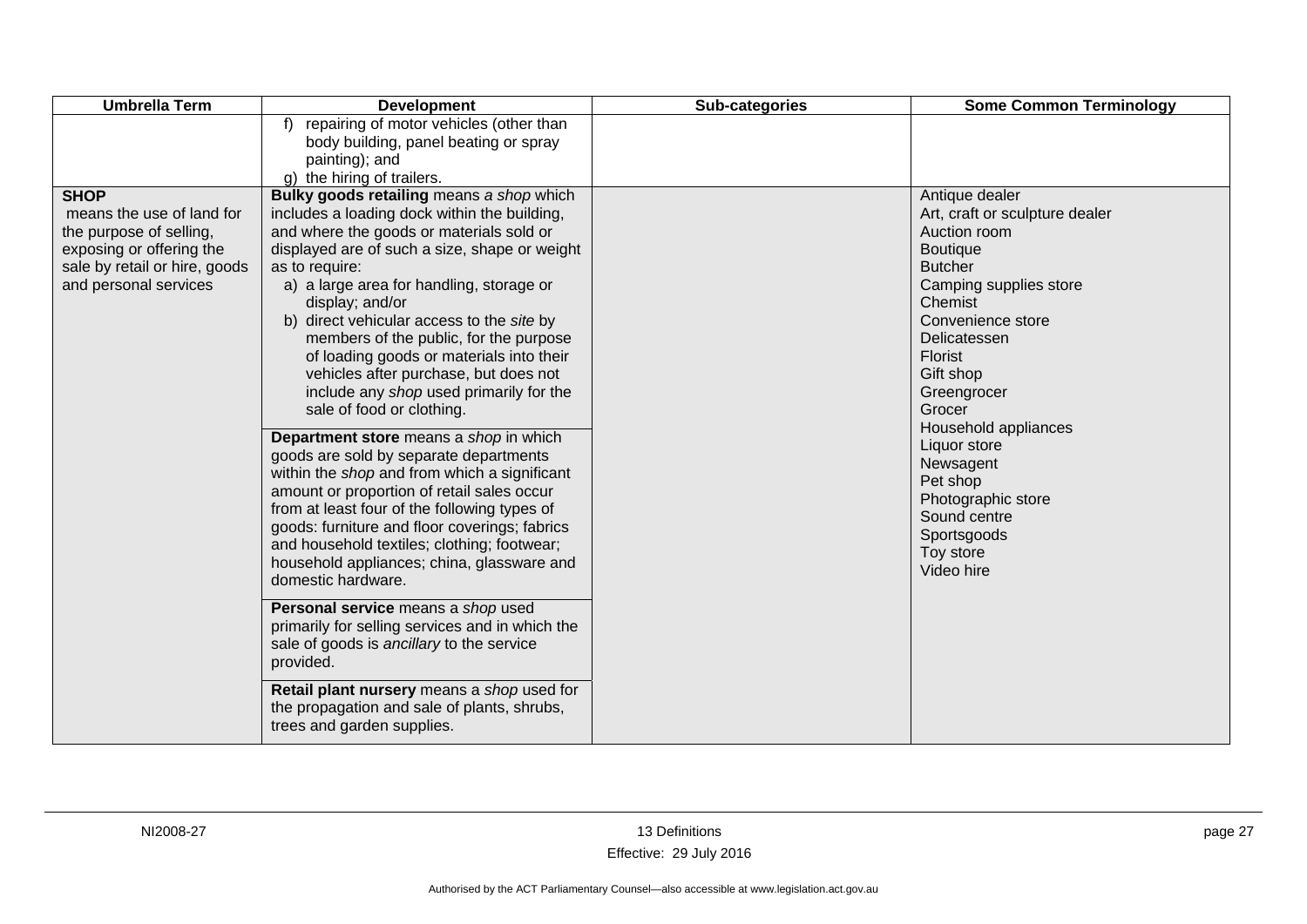| Umbrella Term | Development | Sub-categories | Some Common Terminology |
|---|---|---|---|
| | f) repairing of motor vehicles (other than body building, panel beating or spray painting); and<br>g) the hiring of trailers. | | |
| **SHOP** means the use of land for the purpose of selling, exposing or offering the sale by retail or hire, goods and personal services | **Bulky goods retailing** means *a shop* which includes a loading dock within the building, and where the goods or materials sold or displayed are of such a size, shape or weight as to require:<br>a) a large area for handling, storage or display; and/or<br>b) direct vehicular access to the *site* by members of the public, for the purpose of loading goods or materials into their vehicles after purchase, but does not include any *shop* used primarily for the sale of food or clothing.<br><br>**Department store** means a *shop* in which goods are sold by separate departments within the *shop* and from which a significant amount or proportion of retail sales occur from at least four of the following types of goods: furniture and floor coverings; fabrics and household textiles; clothing; footwear; household appliances; china, glassware and domestic hardware.<br><br>**Personal service** means a *shop* used primarily for selling services and in which the sale of goods is *ancillary* to the service provided.<br><br>**Retail plant nursery** means a *shop* used for the propagation and sale of plants, shrubs, trees and garden supplies. | | Antique dealer<br>Art, craft or sculpture dealer<br>Auction room<br>Boutique<br>Butcher<br>Camping supplies store<br>Chemist<br>Convenience store<br>Delicatessen<br>Florist<br>Gift shop<br>Greengrocer<br>Grocer<br>Household appliances<br>Liquor store<br>Newsagent<br>Pet shop<br>Photographic store<br>Sound centre<br>Sportsgoods<br>Toy store<br>Video hire |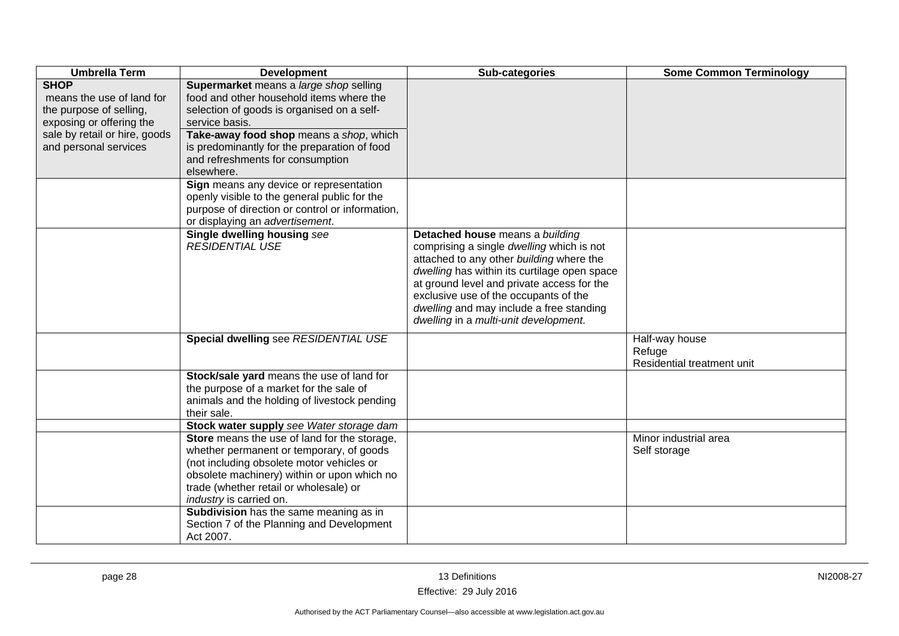| Umbrella Term | Development | Sub-categories | Some Common Terminology |
| --- | --- | --- | --- |
| **SHOP** means the use of land for the purpose of selling, exposing or offering the sale by retail or hire, goods and personal services | **Supermarket** means a *large shop* selling food and other household items where the selection of goods is organised on a self-service basis. | | |
| | **Take-away food shop** means a *shop*, which is predominantly for the preparation of food and refreshments for consumption elsewhere. | | |
| | **Sign** means any device or representation openly visible to the general public for the purpose of direction or control or information, or displaying an *advertisement*. | | |
| | **Single dwelling housing** *see RESIDENTIAL USE* | **Detached house** means a *building* comprising a single *dwelling* which is not attached to any other *building* where the *dwelling* has within its curtilage open space at ground level and private access for the exclusive use of the occupants of the *dwelling* and may include a free standing *dwelling* in a *multi-unit development*. | |
| | **Special dwelling** see *RESIDENTIAL USE* | | Half-way house<br>Refuge<br>Residential treatment unit |
| | **Stock/sale yard** means the use of land for the purpose of a market for the sale of animals and the holding of livestock pending their sale. | | |
| | **Stock water supply** *see Water storage dam* | | |
| | **Store** means the use of land for the storage, whether permanent or temporary, of goods (not including obsolete motor vehicles or obsolete machinery) within or upon which no trade (whether retail or wholesale) or *industry* is carried on. | | Minor industrial area<br>Self storage |
| | **Subdivision** has the same meaning as in Section 7 of the Planning and Development Act 2007. | | |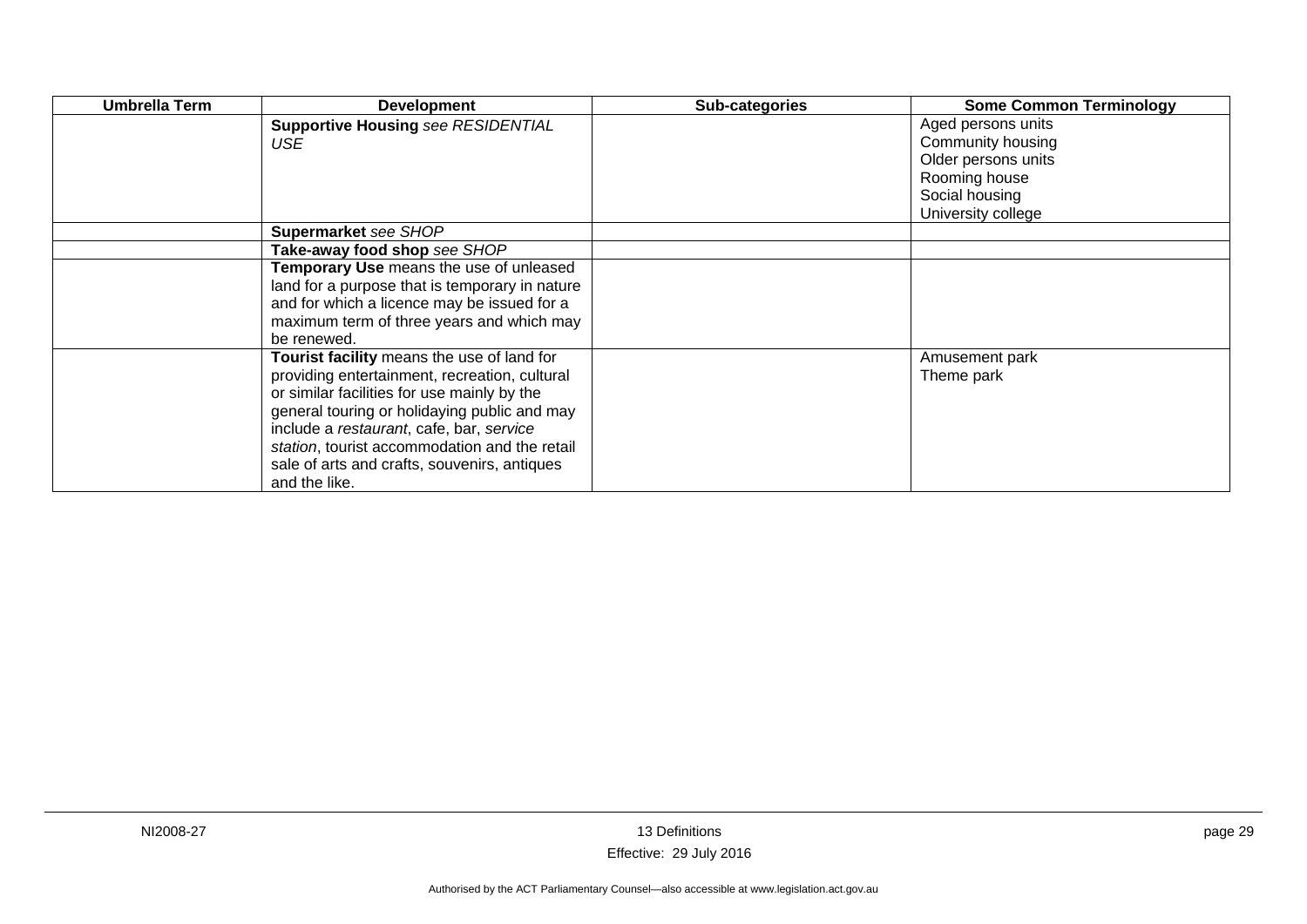| Umbrella Term | Development | Sub-categories | Some Common Terminology |
|---|---|---|---|
| | **Supportive Housing** *see RESIDENTIAL USE* | | Aged persons units<br>Community housing<br>Older persons units<br>Rooming house<br>Social housing<br>University college |
| | **Supermarket** *see SHOP* | | |
| | **Take-away food shop** *see SHOP* | | |
| | **Temporary Use** means the use of unleased land for a purpose that is temporary in nature and for which a licence may be issued for a maximum term of three years and which may be renewed. | | |
| | **Tourist facility** means the use of land for providing entertainment, recreation, cultural or similar facilities for use mainly by the general touring or holidaying public and may include a *restaurant*, cafe, bar, *service station*, tourist accommodation and the retail sale of arts and crafts, souvenirs, antiques and the like. | | Amusement park<br>Theme park |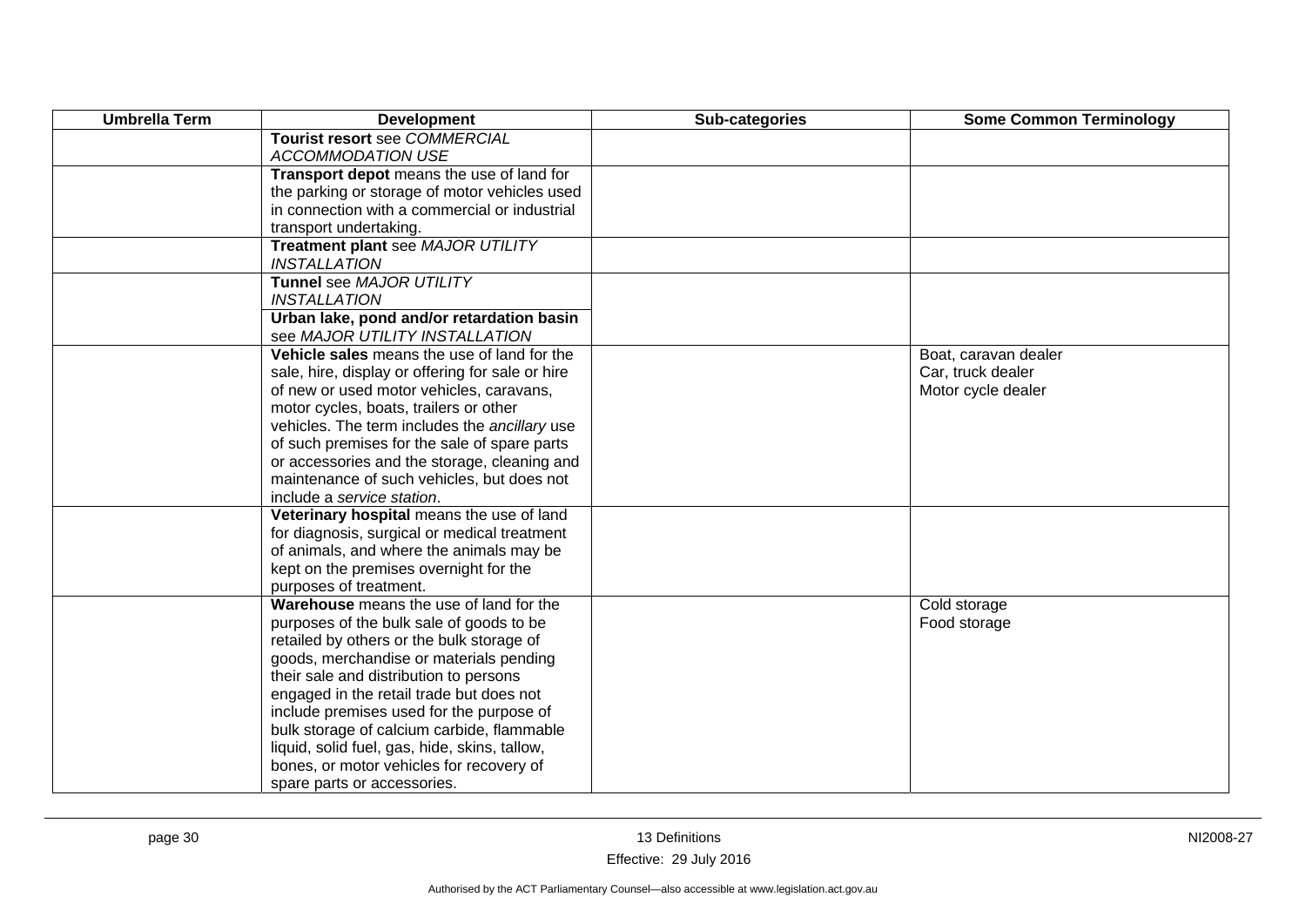| Umbrella Term | Development | Sub-categories | Some Common Terminology |
|---|---|---|---|
| | **Tourist resort** see *COMMERCIAL ACCOMMODATION USE* | | |
| | **Transport depot** means the use of land for the parking or storage of motor vehicles used in connection with a commercial or industrial transport undertaking. | | |
| | **Treatment plant** see *MAJOR UTILITY INSTALLATION* | | |
| | **Tunnel** see *MAJOR UTILITY INSTALLATION* | | |
| | **Urban lake, pond and/or retardation basin** see *MAJOR UTILITY INSTALLATION* | | |
| | **Vehicle sales** means the use of land for the sale, hire, display or offering for sale or hire of new or used motor vehicles, caravans, motor cycles, boats, trailers or other vehicles. The term includes the *ancillary* use of such premises for the sale of spare parts or accessories and the storage, cleaning and maintenance of such vehicles, but does not include a *service station*. | | Boat, caravan dealer<br>Car, truck dealer<br>Motor cycle dealer |
| | **Veterinary hospital** means the use of land for diagnosis, surgical or medical treatment of animals, and where the animals may be kept on the premises overnight for the purposes of treatment. | | |
| | **Warehouse** means the use of land for the purposes of the bulk sale of goods to be retailed by others or the bulk storage of goods, merchandise or materials pending their sale and distribution to persons engaged in the retail trade but does not include premises used for the purpose of bulk storage of calcium carbide, flammable liquid, solid fuel, gas, hide, skins, tallow, bones, or motor vehicles for recovery of spare parts or accessories. | | Cold storage<br>Food storage |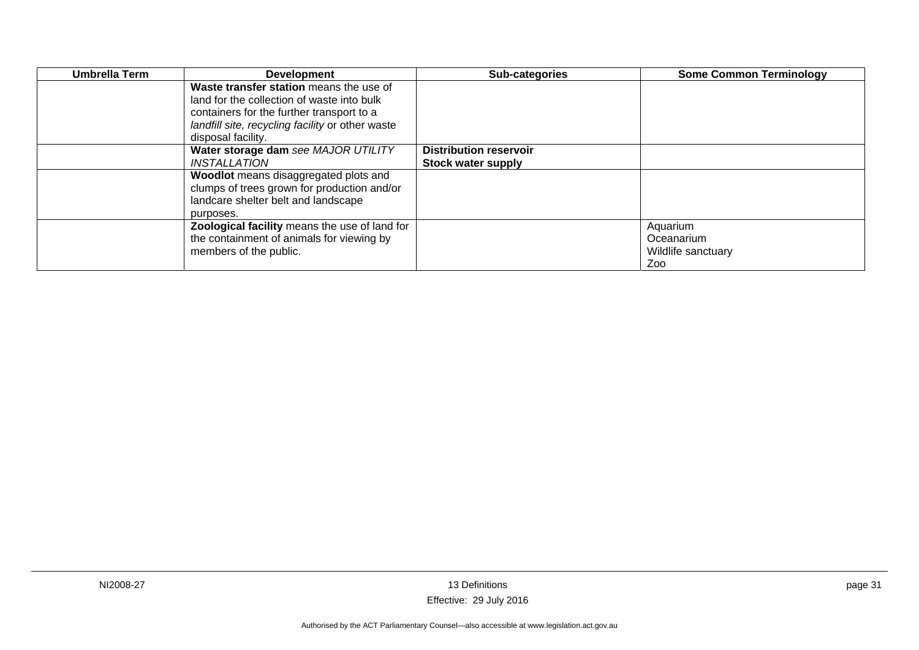| Umbrella Term | Development | Sub-categories | Some Common Terminology |
|---|---|---|---|
| | **Waste transfer station** means the use of land for the collection of waste into bulk containers for the further transport to a *landfill site, recycling facility* or other waste disposal facility. | | |
| | **Water storage dam** *see MAJOR UTILITY INSTALLATION* | **Distribution reservoir**<br>**Stock water supply** | |
| | **Woodlot** means disaggregated plots and clumps of trees grown for production and/or landcare shelter belt and landscape purposes. | | |
| | **Zoological facility** means the use of land for the containment of animals for viewing by members of the public. | | Aquarium<br>Oceanarium<br>Wildlife sanctuary<br>Zoo |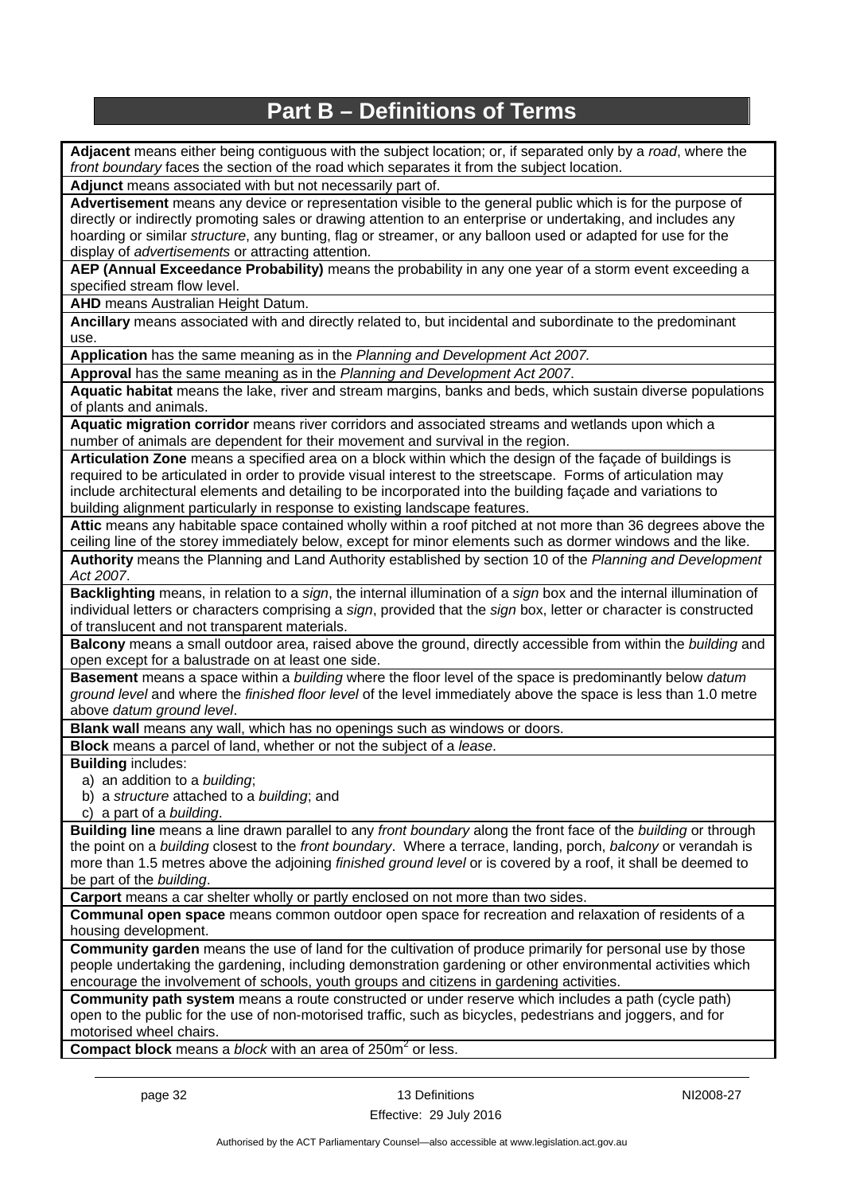# Part B – Definitions of Terms

**Adjacent** means either being contiguous with the subject location; or, if separated only by a *road*, where the *front boundary* faces the section of the road which separates it from the subject location.

**Adjunct** means associated with but not necessarily part of.

**Advertisement** means any device or representation visible to the general public which is for the purpose of directly or indirectly promoting sales or drawing attention to an enterprise or undertaking, and includes any hoarding or similar *structure*, any bunting, flag or streamer, or any balloon used or adapted for use for the display of *advertisements* or attracting attention.

**AEP (Annual Exceedance Probability)** means the probability in any one year of a storm event exceeding a specified stream flow level.

**AHD** means Australian Height Datum.

**Ancillary** means associated with and directly related to, but incidental and subordinate to the predominant use.

**Application** has the same meaning as in the *Planning and Development Act 2007.*

**Approval** has the same meaning as in the *Planning and Development Act 2007*.

**Aquatic habitat** means the lake, river and stream margins, banks and beds, which sustain diverse populations of plants and animals.

**Aquatic migration corridor** means river corridors and associated streams and wetlands upon which a number of animals are dependent for their movement and survival in the region.

**Articulation Zone** means a specified area on a block within which the design of the façade of buildings is required to be articulated in order to provide visual interest to the streetscape. Forms of articulation may include architectural elements and detailing to be incorporated into the building façade and variations to building alignment particularly in response to existing landscape features.

**Attic** means any habitable space contained wholly within a roof pitched at not more than 36 degrees above the ceiling line of the storey immediately below, except for minor elements such as dormer windows and the like.

**Authority** means the Planning and Land Authority established by section 10 of the *Planning and Development Act 2007*.

**Backlighting** means, in relation to a *sign*, the internal illumination of a *sign* box and the internal illumination of individual letters or characters comprising a *sign*, provided that the *sign* box, letter or character is constructed of translucent and not transparent materials.

**Balcony** means a small outdoor area, raised above the ground, directly accessible from within the *building* and open except for a balustrade on at least one side.

**Basement** means a space within a *building* where the floor level of the space is predominantly below *datum ground level* and where the *finished floor level* of the level immediately above the space is less than 1.0 metre above *datum ground level*.

**Blank wall** means any wall, which has no openings such as windows or doors.

**Block** means a parcel of land, whether or not the subject of a *lease*.

**Building** includes:

a) an addition to a *building*;
b) a *structure* attached to a *building*; and
c) a part of a *building*.

**Building line** means a line drawn parallel to any *front boundary* along the front face of the *building* or through the point on a *building* closest to the *front boundary*. Where a terrace, landing, porch, *balcony* or verandah is more than 1.5 metres above the adjoining *finished ground level* or is covered by a roof, it shall be deemed to be part of the *building*.

**Carport** means a car shelter wholly or partly enclosed on not more than two sides.

**Communal open space** means common outdoor open space for recreation and relaxation of residents of a housing development.

**Community garden** means the use of land for the cultivation of produce primarily for personal use by those people undertaking the gardening, including demonstration gardening or other environmental activities which encourage the involvement of schools, youth groups and citizens in gardening activities.

**Community path system** means a route constructed or under reserve which includes a path (cycle path) open to the public for the use of non-motorised traffic, such as bicycles, pedestrians and joggers, and for motorised wheel chairs.

**Compact block** means a *block* with an area of 250m$^2$ or less.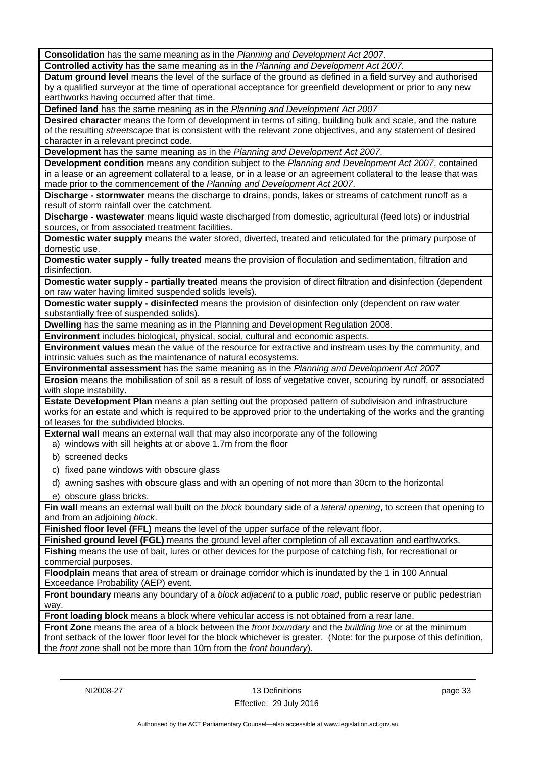**Consolidation** has the same meaning as in the *Planning and Development Act 2007*.

**Controlled activity** has the same meaning as in the *Planning and Development Act 2007.*

**Datum ground level** means the level of the surface of the ground as defined in a field survey and authorised by a qualified surveyor at the time of operational acceptance for greenfield development or prior to any new earthworks having occurred after that time.

**Defined land** has the same meaning as in the *Planning and Development Act 2007*

**Desired character** means the form of development in terms of siting, building bulk and scale, and the nature of the resulting *streetscape* that is consistent with the relevant zone objectives, and any statement of desired character in a relevant precinct code.

**Development** has the same meaning as in the *Planning and Development Act 2007*.

**Development condition** means any condition subject to the *Planning and Development Act 2007*, contained in a lease or an agreement collateral to a lease, or in a lease or an agreement collateral to the lease that was made prior to the commencement of the *Planning and Development Act 2007*.

**Discharge - stormwater** means the discharge to drains, ponds, lakes or streams of catchment runoff as a result of storm rainfall over the catchment.

**Discharge - wastewater** means liquid waste discharged from domestic, agricultural (feed lots) or industrial sources, or from associated treatment facilities.

**Domestic water supply** means the water stored, diverted, treated and reticulated for the primary purpose of domestic use.

**Domestic water supply - fully treated** means the provision of floculation and sedimentation, filtration and disinfection.

**Domestic water supply - partially treated** means the provision of direct filtration and disinfection (dependent on raw water having limited suspended solids levels).

**Domestic water supply - disinfected** means the provision of disinfection only (dependent on raw water substantially free of suspended solids).

**Dwelling** has the same meaning as in the Planning and Development Regulation 2008.

**Environment** includes biological, physical, social, cultural and economic aspects.

**Environment values** mean the value of the resource for extractive and instream uses by the community, and intrinsic values such as the maintenance of natural ecosystems.

**Environmental assessment** has the same meaning as in the *Planning and Development Act 2007*

**Erosion** means the mobilisation of soil as a result of loss of vegetative cover, scouring by runoff, or associated with slope instability.

**Estate Development Plan** means a plan setting out the proposed pattern of subdivision and infrastructure works for an estate and which is required to be approved prior to the undertaking of the works and the granting of leases for the subdivided blocks.

**External wall** means an external wall that may also incorporate any of the following

a) windows with sill heights at or above 1.7m from the floor

b) screened decks

c) fixed pane windows with obscure glass

d) awning sashes with obscure glass and with an opening of not more than 30cm to the horizontal

e) obscure glass bricks.

**Fin wall** means an external wall built on the *block* boundary side of a *lateral opening*, to screen that opening to and from an adjoining *block*.

**Finished floor level (FFL)** means the level of the upper surface of the relevant floor.

**Finished ground level (FGL)** means the ground level after completion of all excavation and earthworks.

**Fishing** means the use of bait, lures or other devices for the purpose of catching fish, for recreational or commercial purposes.

**Floodplain** means that area of stream or drainage corridor which is inundated by the 1 in 100 Annual Exceedance Probability (AEP) event.

**Front boundary** means any boundary of a *block adjacent* to a public *road*, public reserve or public pedestrian way.

**Front loading block** means a block where vehicular access is not obtained from a rear lane.

**Front Zone** means the area of a block between the *front boundary* and the *building line* or at the minimum front setback of the lower floor level for the block whichever is greater. (Note: for the purpose of this definition, the *front zone* shall not be more than 10m from the *front boundary*).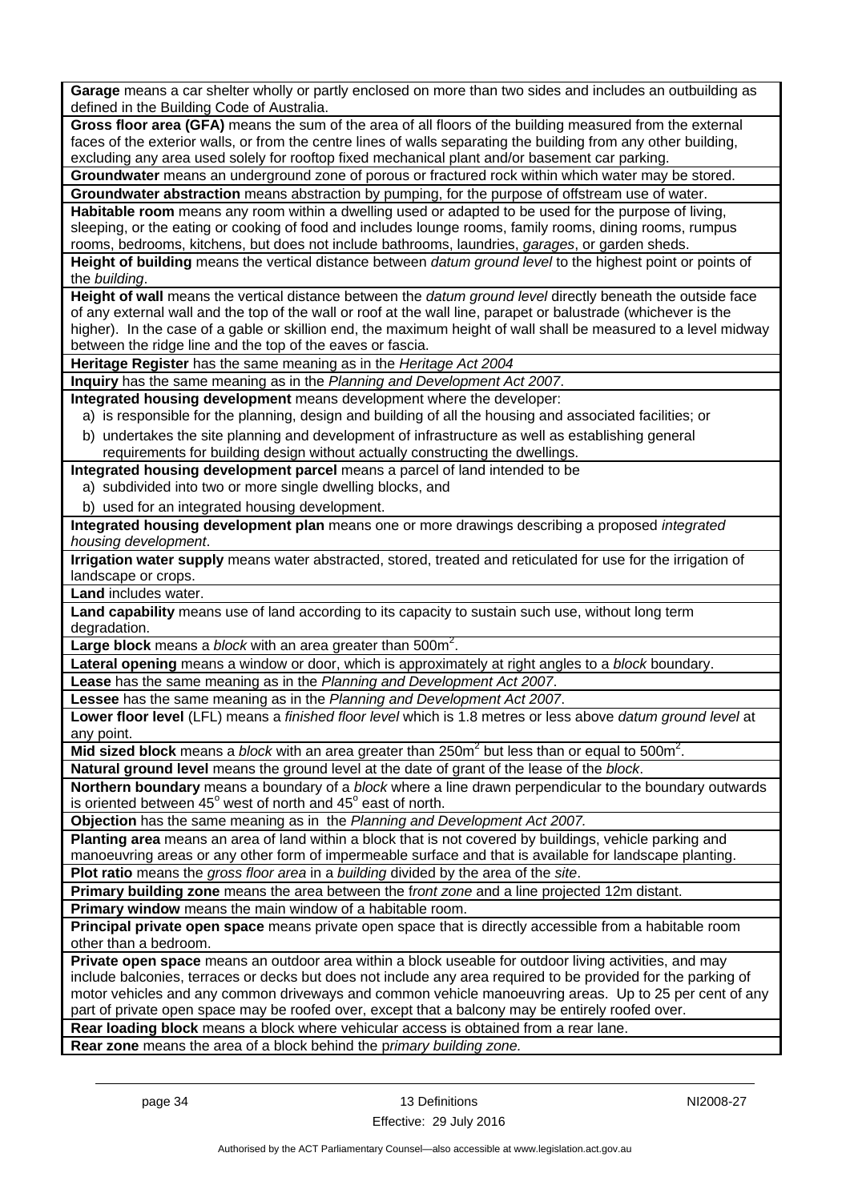**Garage** means a car shelter wholly or partly enclosed on more than two sides and includes an outbuilding as defined in the Building Code of Australia.

**Gross floor area (GFA)** means the sum of the area of all floors of the building measured from the external faces of the exterior walls, or from the centre lines of walls separating the building from any other building, excluding any area used solely for rooftop fixed mechanical plant and/or basement car parking.

**Groundwater** means an underground zone of porous or fractured rock within which water may be stored.

**Groundwater abstraction** means abstraction by pumping, for the purpose of offstream use of water.

**Habitable room** means any room within a dwelling used or adapted to be used for the purpose of living, sleeping, or the eating or cooking of food and includes lounge rooms, family rooms, dining rooms, rumpus rooms, bedrooms, kitchens, but does not include bathrooms, laundries, *garages*, or garden sheds.

**Height of building** means the vertical distance between *datum ground level* to the highest point or points of the *building*.

**Height of wall** means the vertical distance between the *datum ground level* directly beneath the outside face of any external wall and the top of the wall or roof at the wall line, parapet or balustrade (whichever is the higher). In the case of a gable or skillion end, the maximum height of wall shall be measured to a level midway between the ridge line and the top of the eaves or fascia.

**Heritage Register** has the same meaning as in the *Heritage Act 2004*

**Inquiry** has the same meaning as in the *Planning and Development Act 2007*.

**Integrated housing development** means development where the developer:

a) is responsible for the planning, design and building of all the housing and associated facilities; or

b) undertakes the site planning and development of infrastructure as well as establishing general requirements for building design without actually constructing the dwellings.

**Integrated housing development parcel** means a parcel of land intended to be

a) subdivided into two or more single dwelling blocks, and

b) used for an integrated housing development.

**Integrated housing development plan** means one or more drawings describing a proposed *integrated housing development*.

**Irrigation water supply** means water abstracted, stored, treated and reticulated for use for the irrigation of landscape or crops.

**Land** includes water.

**Land capability** means use of land according to its capacity to sustain such use, without long term degradation.

**Large block** means a *block* with an area greater than 500m$^2$.

**Lateral opening** means a window or door, which is approximately at right angles to a *block* boundary.

**Lease** has the same meaning as in the *Planning and Development Act 2007*.

**Lessee** has the same meaning as in the *Planning and Development Act 2007*.

**Lower floor level** (LFL) means a *finished floor level* which is 1.8 metres or less above *datum ground level* at any point.

**Mid sized block** means a *block* with an area greater than 250m$^2$ but less than or equal to 500m$^2$.

**Natural ground level** means the ground level at the date of grant of the lease of the *block*.

**Northern boundary** means a boundary of a *block* where a line drawn perpendicular to the boundary outwards is oriented between 45$^\circ$ west of north and 45$^\circ$ east of north.

**Objection** has the same meaning as in the *Planning and Development Act 2007.*

**Planting area** means an area of land within a block that is not covered by buildings, vehicle parking and manoeuvring areas or any other form of impermeable surface and that is available for landscape planting.

**Plot ratio** means the *gross floor area* in a *building* divided by the area of the *site*.

**Primary building zone** means the area between the f*ront zone* and a line projected 12m distant.

**Primary window** means the main window of a habitable room.

**Principal private open space** means private open space that is directly accessible from a habitable room other than a bedroom.

**Private open space** means an outdoor area within a block useable for outdoor living activities, and may include balconies, terraces or decks but does not include any area required to be provided for the parking of motor vehicles and any common driveways and common vehicle manoeuvring areas. Up to 25 per cent of any part of private open space may be roofed over, except that a balcony may be entirely roofed over.

**Rear loading block** means a block where vehicular access is obtained from a rear lane.

**Rear zone** means the area of a block behind the p*rimary building zone.*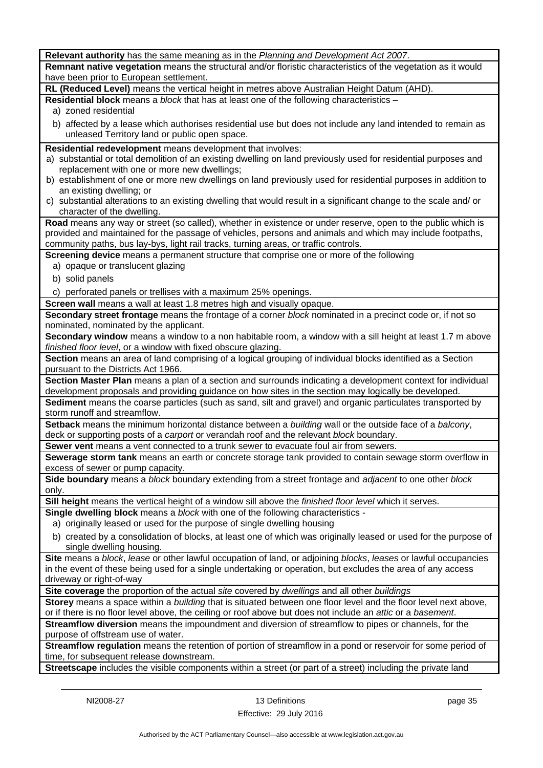**Relevant authority** has the same meaning as in the *Planning and Development Act 2007*.

**Remnant native vegetation** means the structural and/or floristic characteristics of the vegetation as it would have been prior to European settlement.

**RL (Reduced Level)** means the vertical height in metres above Australian Height Datum (AHD).

**Residential block** means a *block* that has at least one of the following characteristics –

a) zoned residential

b) affected by a lease which authorises residential use but does not include any land intended to remain as unleased Territory land or public open space.

**Residential redevelopment** means development that involves:

a) substantial or total demolition of an existing dwelling on land previously used for residential purposes and replacement with one or more new dwellings;

b) establishment of one or more new dwellings on land previously used for residential purposes in addition to an existing dwelling; or

c) substantial alterations to an existing dwelling that would result in a significant change to the scale and/ or character of the dwelling.

**Road** means any way or street (so called), whether in existence or under reserve, open to the public which is provided and maintained for the passage of vehicles, persons and animals and which may include footpaths, community paths, bus lay-bys, light rail tracks, turning areas, or traffic controls.

**Screening device** means a permanent structure that comprise one or more of the following

a) opaque or translucent glazing

b) solid panels

c) perforated panels or trellises with a maximum 25% openings.

**Screen wall** means a wall at least 1.8 metres high and visually opaque.

**Secondary street frontage** means the frontage of a corner *block* nominated in a precinct code or, if not so nominated, nominated by the applicant.

**Secondary window** means a window to a non habitable room, a window with a sill height at least 1.7 m above *finished floor level*, or a window with fixed obscure glazing.

**Section** means an area of land comprising of a logical grouping of individual blocks identified as a Section pursuant to the Districts Act 1966.

**Section Master Plan** means a plan of a section and surrounds indicating a development context for individual development proposals and providing guidance on how sites in the section may logically be developed.

**Sediment** means the coarse particles (such as sand, silt and gravel) and organic particulates transported by storm runoff and streamflow.

**Setback** means the minimum horizontal distance between a *building* wall or the outside face of a *balcony*, deck or supporting posts of a *carport* or verandah roof and the relevant *block* boundary.

**Sewer vent** means a vent connected to a trunk sewer to evacuate foul air from sewers.

**Sewerage storm tank** means an earth or concrete storage tank provided to contain sewage storm overflow in excess of sewer or pump capacity.

**Side boundary** means a *block* boundary extending from a street frontage and *adjacent* to one other *block* only.

**Sill height** means the vertical height of a window sill above the *finished floor level* which it serves.

**Single dwelling block** means a *block* with one of the following characteristics -

a) originally leased or used for the purpose of single dwelling housing

b) created by a consolidation of blocks, at least one of which was originally leased or used for the purpose of single dwelling housing.

**Site** means a *block*, *lease* or other lawful occupation of land, or adjoining *blocks*, *leases* or lawful occupancies in the event of these being used for a single undertaking or operation, but excludes the area of any access driveway or right-of-way

**Site coverage** the proportion of the actual *site* covered by *dwellings* and all other *buildings*

**Storey** means a space within a *building* that is situated between one floor level and the floor level next above, or if there is no floor level above, the ceiling or roof above but does not include an *attic* or a *basement*.

**Streamflow diversion** means the impoundment and diversion of streamflow to pipes or channels, for the purpose of offstream use of water.

**Streamflow regulation** means the retention of portion of streamflow in a pond or reservoir for some period of time, for subsequent release downstream.

**Streetscape** includes the visible components within a street (or part of a street) including the private land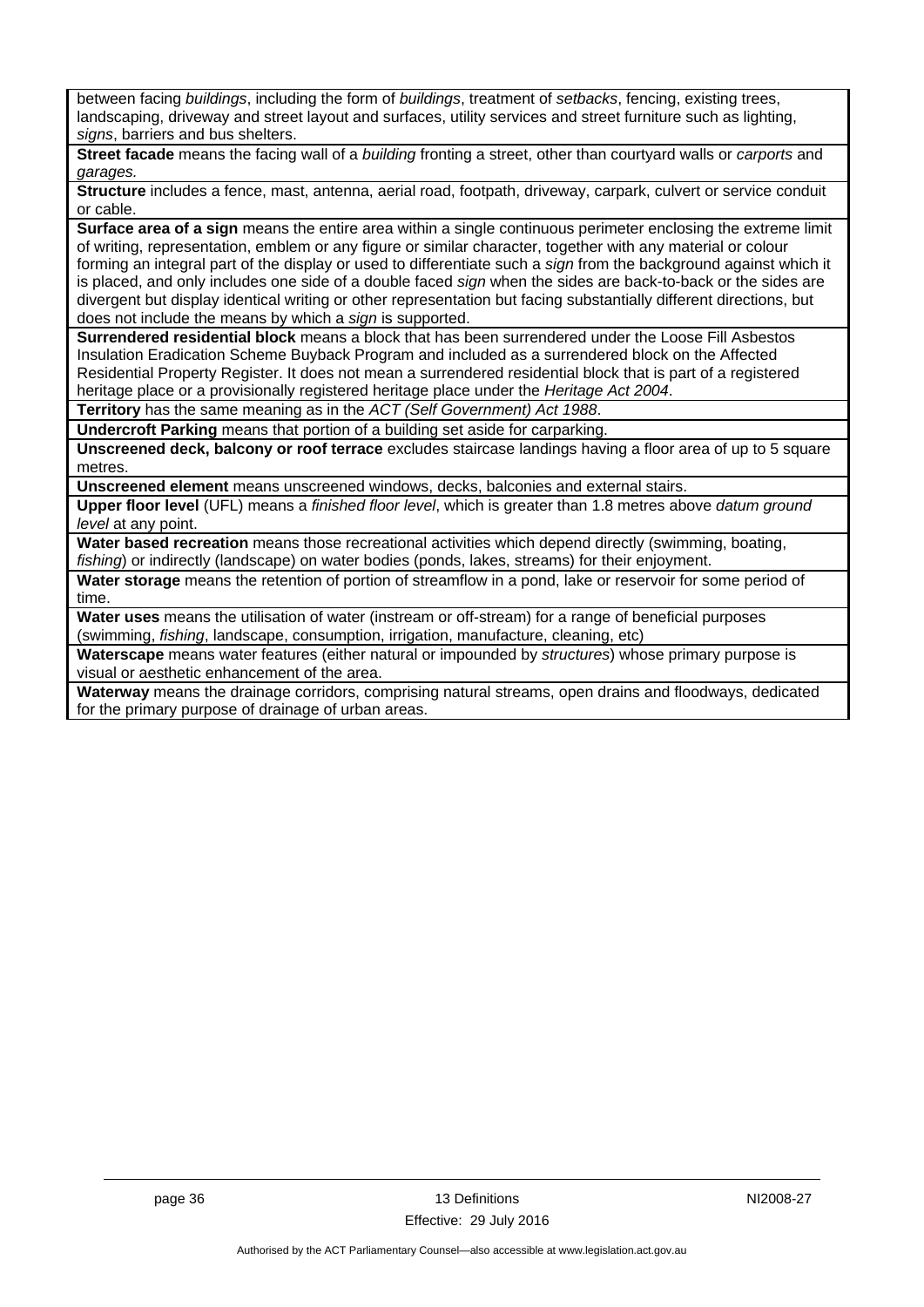between facing *buildings*, including the form of *buildings*, treatment of *setbacks*, fencing, existing trees, landscaping, driveway and street layout and surfaces, utility services and street furniture such as lighting, *signs*, barriers and bus shelters.

**Street facade** means the facing wall of a *building* fronting a street, other than courtyard walls or *carports* and *garages.*

**Structure** includes a fence, mast, antenna, aerial road, footpath, driveway, carpark, culvert or service conduit or cable.

**Surface area of a sign** means the entire area within a single continuous perimeter enclosing the extreme limit of writing, representation, emblem or any figure or similar character, together with any material or colour forming an integral part of the display or used to differentiate such a *sign* from the background against which it is placed, and only includes one side of a double faced *sign* when the sides are back-to-back or the sides are divergent but display identical writing or other representation but facing substantially different directions, but does not include the means by which a *sign* is supported.

**Surrendered residential block** means a block that has been surrendered under the Loose Fill Asbestos Insulation Eradication Scheme Buyback Program and included as a surrendered block on the Affected Residential Property Register. It does not mean a surrendered residential block that is part of a registered heritage place or a provisionally registered heritage place under the *Heritage Act 2004*.

**Territory** has the same meaning as in the *ACT (Self Government) Act 1988*.

**Undercroft Parking** means that portion of a building set aside for carparking.

**Unscreened deck, balcony or roof terrace** excludes staircase landings having a floor area of up to 5 square metres.

**Unscreened element** means unscreened windows, decks, balconies and external stairs.

**Upper floor level** (UFL) means a *finished floor level*, which is greater than 1.8 metres above *datum ground level* at any point.

**Water based recreation** means those recreational activities which depend directly (swimming, boating, *fishing*) or indirectly (landscape) on water bodies (ponds, lakes, streams) for their enjoyment.

**Water storage** means the retention of portion of streamflow in a pond, lake or reservoir for some period of time.

**Water uses** means the utilisation of water (instream or off-stream) for a range of beneficial purposes (swimming, *fishing*, landscape, consumption, irrigation, manufacture, cleaning, etc)

**Waterscape** means water features (either natural or impounded by *structures*) whose primary purpose is visual or aesthetic enhancement of the area.

**Waterway** means the drainage corridors, comprising natural streams, open drains and floodways, dedicated for the primary purpose of drainage of urban areas.